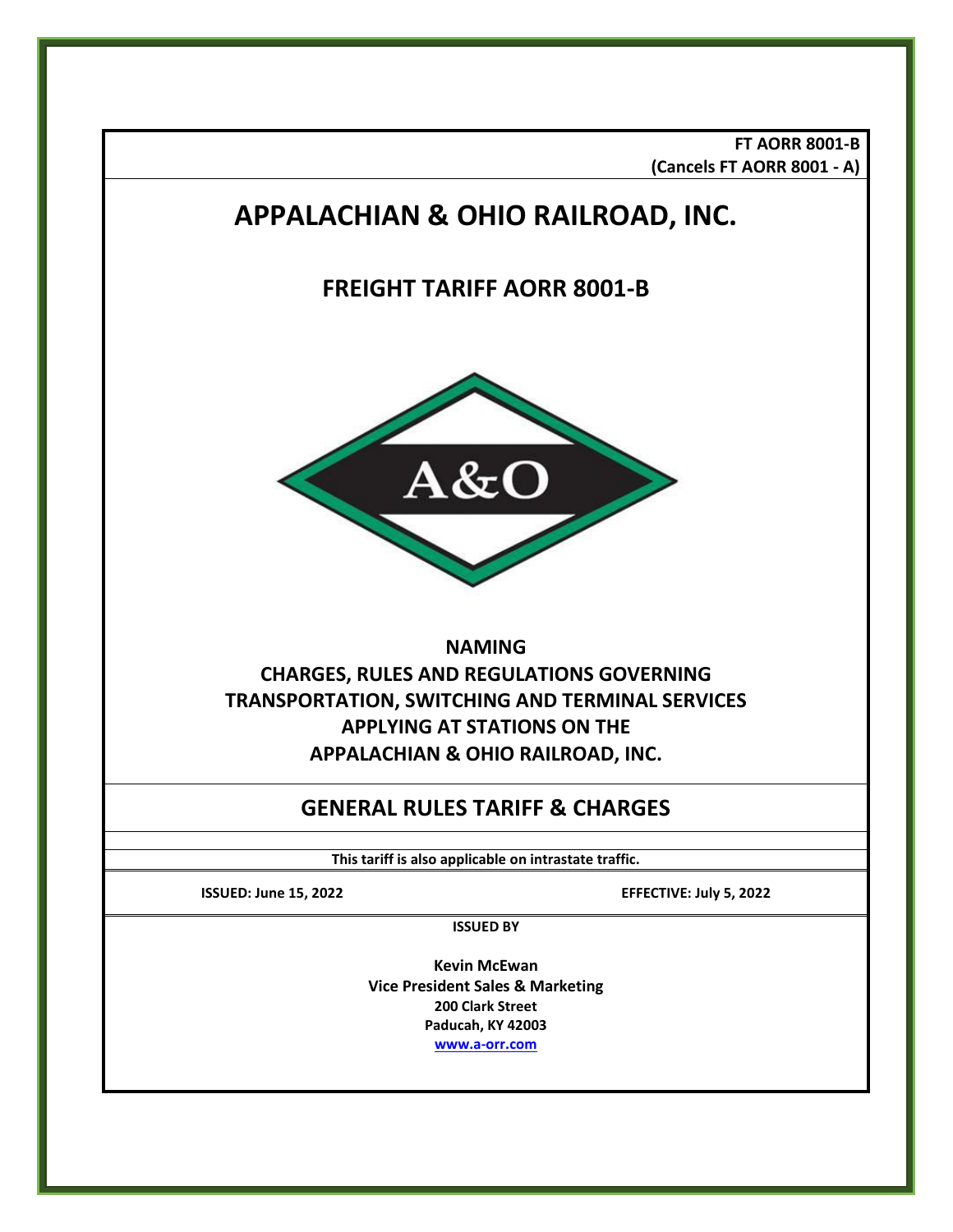**FT AORR 8001-B**
**(Cancels FT AORR 8001 - A)**

# APPALACHIAN & OHIO RAILROAD, INC.

## FREIGHT TARIFF AORR 8001-B

**NAMING**
**CHARGES, RULES AND REGULATIONS GOVERNING**
**TRANSPORTATION, SWITCHING AND TERMINAL SERVICES**
**APPLYING AT STATIONS ON THE**
**APPALACHIAN & OHIO RAILROAD, INC.**

## GENERAL RULES TARIFF & CHARGES

**This tariff is also applicable on intrastate traffic.**

**ISSUED: June 15, 2022** **EFFECTIVE: July 5, 2022**

**ISSUED BY**

**Kevin McEwan**
**Vice President Sales & Marketing**
**200 Clark Street**
**Paducah, KY 42003**
**www.a-orr.com**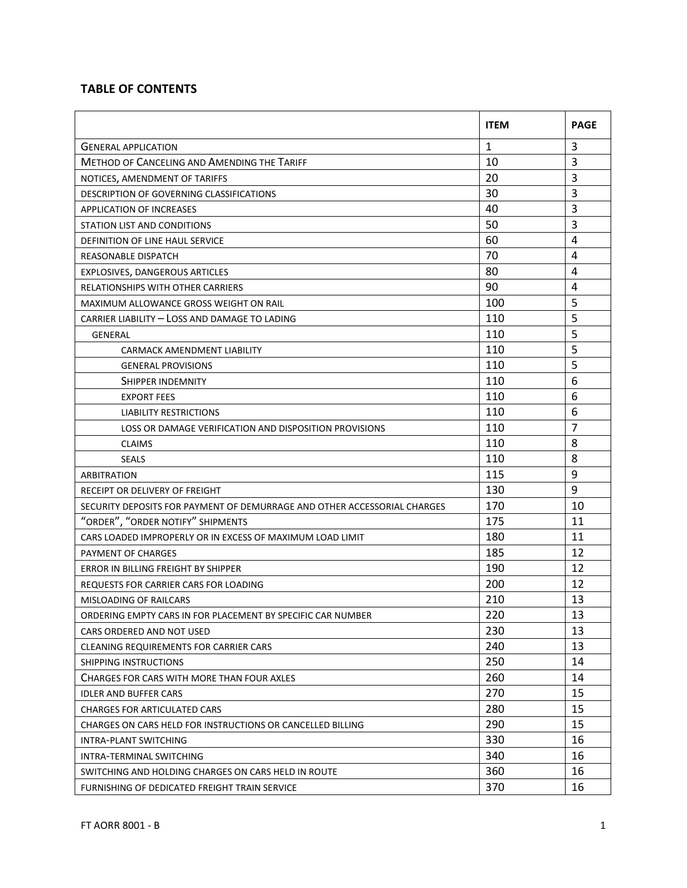## TABLE OF CONTENTS

| | ITEM | PAGE |
|---|---|---|
| GENERAL APPLICATION | 1 | 3 |
| METHOD OF CANCELING AND AMENDING THE TARIFF | 10 | 3 |
| NOTICES, AMENDMENT OF TARIFFS | 20 | 3 |
| DESCRIPTION OF GOVERNING CLASSIFICATIONS | 30 | 3 |
| APPLICATION OF INCREASES | 40 | 3 |
| STATION LIST AND CONDITIONS | 50 | 3 |
| DEFINITION OF LINE HAUL SERVICE | 60 | 4 |
| REASONABLE DISPATCH | 70 | 4 |
| EXPLOSIVES, DANGEROUS ARTICLES | 80 | 4 |
| RELATIONSHIPS WITH OTHER CARRIERS | 90 | 4 |
| MAXIMUM ALLOWANCE GROSS WEIGHT ON RAIL | 100 | 5 |
| CARRIER LIABILITY – LOSS AND DAMAGE TO LADING | 110 | 5 |
| GENERAL | 110 | 5 |
| CARMACK AMENDMENT LIABILITY | 110 | 5 |
| GENERAL PROVISIONS | 110 | 5 |
| SHIPPER INDEMNITY | 110 | 6 |
| EXPORT FEES | 110 | 6 |
| LIABILITY RESTRICTIONS | 110 | 6 |
| LOSS OR DAMAGE VERIFICATION AND DISPOSITION PROVISIONS | 110 | 7 |
| CLAIMS | 110 | 8 |
| SEALS | 110 | 8 |
| ARBITRATION | 115 | 9 |
| RECEIPT OR DELIVERY OF FREIGHT | 130 | 9 |
| SECURITY DEPOSITS FOR PAYMENT OF DEMURRAGE AND OTHER ACCESSORIAL CHARGES | 170 | 10 |
| "ORDER", "ORDER NOTIFY" SHIPMENTS | 175 | 11 |
| CARS LOADED IMPROPERLY OR IN EXCESS OF MAXIMUM LOAD LIMIT | 180 | 11 |
| PAYMENT OF CHARGES | 185 | 12 |
| ERROR IN BILLING FREIGHT BY SHIPPER | 190 | 12 |
| REQUESTS FOR CARRIER CARS FOR LOADING | 200 | 12 |
| MISLOADING OF RAILCARS | 210 | 13 |
| ORDERING EMPTY CARS IN FOR PLACEMENT BY SPECIFIC CAR NUMBER | 220 | 13 |
| CARS ORDERED AND NOT USED | 230 | 13 |
| CLEANING REQUIREMENTS FOR CARRIER CARS | 240 | 13 |
| SHIPPING INSTRUCTIONS | 250 | 14 |
| CHARGES FOR CARS WITH MORE THAN FOUR AXLES | 260 | 14 |
| IDLER AND BUFFER CARS | 270 | 15 |
| CHARGES FOR ARTICULATED CARS | 280 | 15 |
| CHARGES ON CARS HELD FOR INSTRUCTIONS OR CANCELLED BILLING | 290 | 15 |
| INTRA-PLANT SWITCHING | 330 | 16 |
| INTRA-TERMINAL SWITCHING | 340 | 16 |
| SWITCHING AND HOLDING CHARGES ON CARS HELD IN ROUTE | 360 | 16 |
| FURNISHING OF DEDICATED FREIGHT TRAIN SERVICE | 370 | 16 |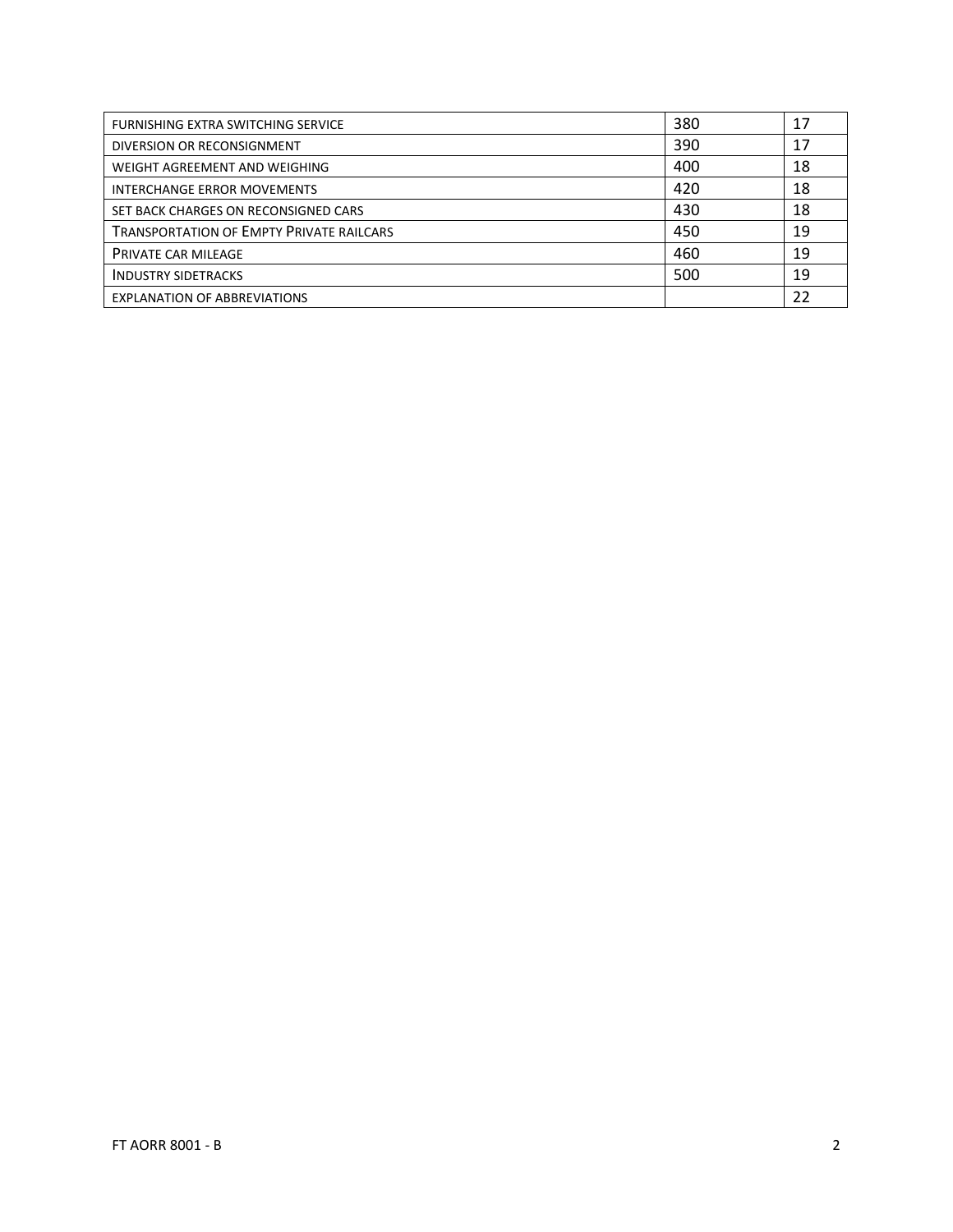| | | |
|---|---|---|
| FURNISHING EXTRA SWITCHING SERVICE | 380 | 17 |
| DIVERSION OR RECONSIGNMENT | 390 | 17 |
| WEIGHT AGREEMENT AND WEIGHING | 400 | 18 |
| INTERCHANGE ERROR MOVEMENTS | 420 | 18 |
| SET BACK CHARGES ON RECONSIGNED CARS | 430 | 18 |
| TRANSPORTATION OF EMPTY PRIVATE RAILCARS | 450 | 19 |
| PRIVATE CAR MILEAGE | 460 | 19 |
| INDUSTRY SIDETRACKS | 500 | 19 |
| EXPLANATION OF ABBREVIATIONS | | 22 |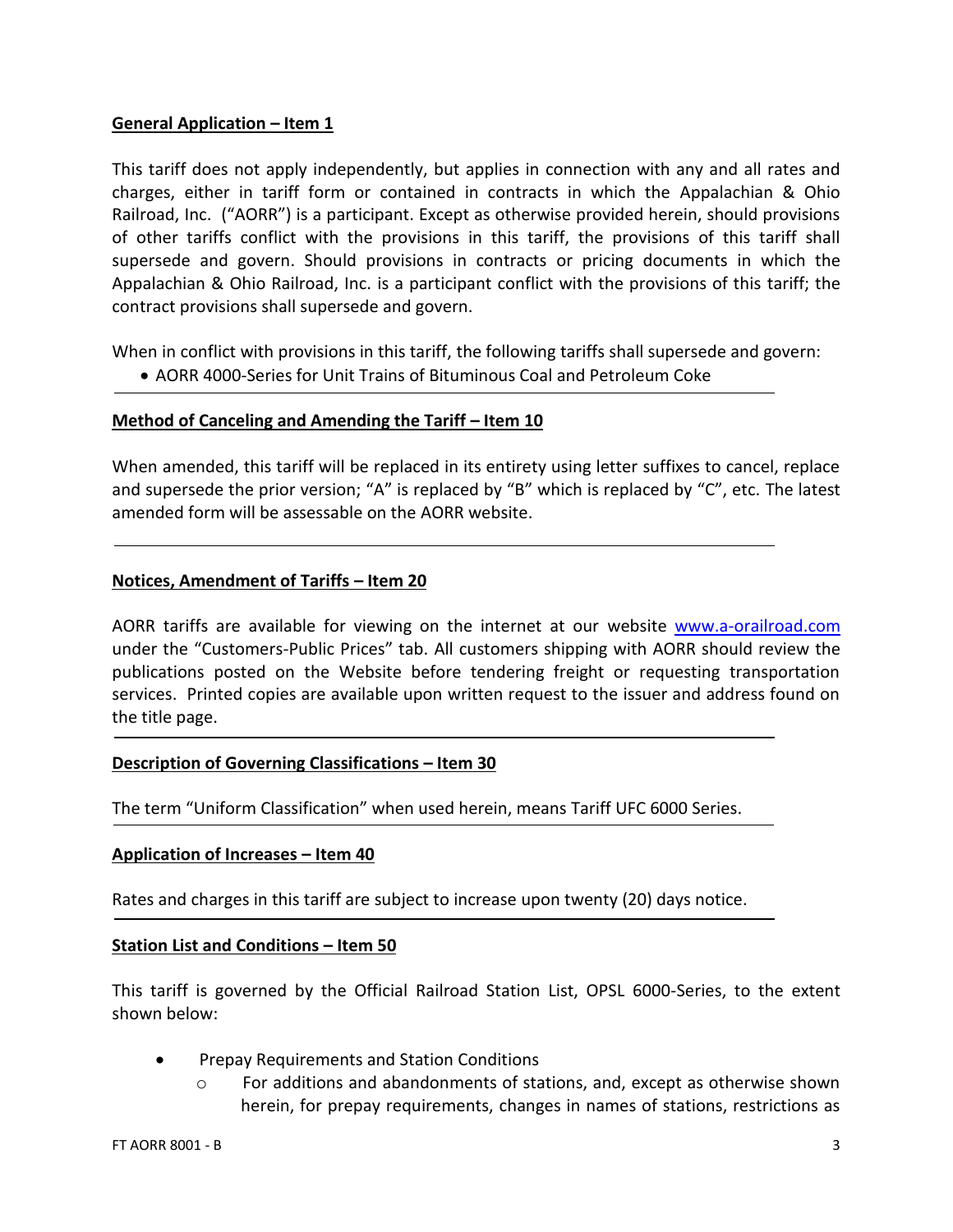**General Application – Item 1**

This tariff does not apply independently, but applies in connection with any and all rates and charges, either in tariff form or contained in contracts in which the Appalachian & Ohio Railroad, Inc. ("AORR") is a participant. Except as otherwise provided herein, should provisions of other tariffs conflict with the provisions in this tariff, the provisions of this tariff shall supersede and govern. Should provisions in contracts or pricing documents in which the Appalachian & Ohio Railroad, Inc. is a participant conflict with the provisions of this tariff; the contract provisions shall supersede and govern.

When in conflict with provisions in this tariff, the following tariffs shall supersede and govern:

- AORR 4000-Series for Unit Trains of Bituminous Coal and Petroleum Coke

---

**Method of Canceling and Amending the Tariff – Item 10**

When amended, this tariff will be replaced in its entirety using letter suffixes to cancel, replace and supersede the prior version; "A" is replaced by "B" which is replaced by "C", etc. The latest amended form will be assessable on the AORR website.

---

**Notices, Amendment of Tariffs – Item 20**

AORR tariffs are available for viewing on the internet at our website www.a-orailroad.com under the "Customers-Public Prices" tab. All customers shipping with AORR should review the publications posted on the Website before tendering freight or requesting transportation services. Printed copies are available upon written request to the issuer and address found on the title page.

---

**Description of Governing Classifications – Item 30**

The term "Uniform Classification" when used herein, means Tariff UFC 6000 Series.

---

**Application of Increases – Item 40**

Rates and charges in this tariff are subject to increase upon twenty (20) days notice.

---

**Station List and Conditions – Item 50**

This tariff is governed by the Official Railroad Station List, OPSL 6000-Series, to the extent shown below:

- Prepay Requirements and Station Conditions
  - For additions and abandonments of stations, and, except as otherwise shown herein, for prepay requirements, changes in names of stations, restrictions as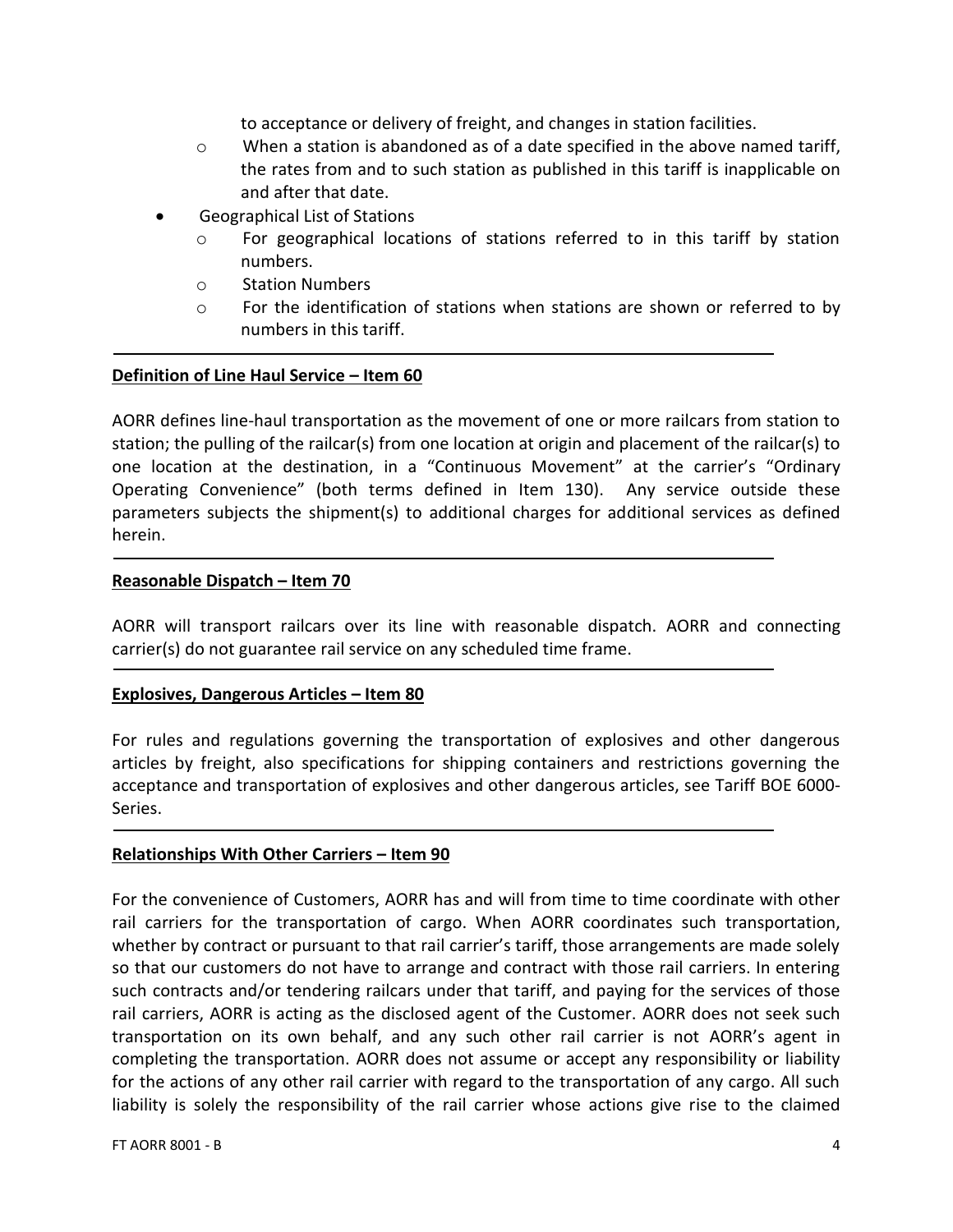to acceptance or delivery of freight, and changes in station facilities.
  - When a station is abandoned as of a date specified in the above named tariff, the rates from and to such station as published in this tariff is inapplicable on and after that date.
- Geographical List of Stations
  - For geographical locations of stations referred to in this tariff by station numbers.
  - Station Numbers
  - For the identification of stations when stations are shown or referred to by numbers in this tariff.

---

## Definition of Line Haul Service – Item 60

AORR defines line-haul transportation as the movement of one or more railcars from station to station; the pulling of the railcar(s) from one location at origin and placement of the railcar(s) to one location at the destination, in a "Continuous Movement" at the carrier's "Ordinary Operating Convenience" (both terms defined in Item 130). Any service outside these parameters subjects the shipment(s) to additional charges for additional services as defined herein.

---

## Reasonable Dispatch – Item 70

AORR will transport railcars over its line with reasonable dispatch. AORR and connecting carrier(s) do not guarantee rail service on any scheduled time frame.

---

## Explosives, Dangerous Articles – Item 80

For rules and regulations governing the transportation of explosives and other dangerous articles by freight, also specifications for shipping containers and restrictions governing the acceptance and transportation of explosives and other dangerous articles, see Tariff BOE 6000-Series.

---

## Relationships With Other Carriers – Item 90

For the convenience of Customers, AORR has and will from time to time coordinate with other rail carriers for the transportation of cargo. When AORR coordinates such transportation, whether by contract or pursuant to that rail carrier's tariff, those arrangements are made solely so that our customers do not have to arrange and contract with those rail carriers. In entering such contracts and/or tendering railcars under that tariff, and paying for the services of those rail carriers, AORR is acting as the disclosed agent of the Customer. AORR does not seek such transportation on its own behalf, and any such other rail carrier is not AORR's agent in completing the transportation. AORR does not assume or accept any responsibility or liability for the actions of any other rail carrier with regard to the transportation of any cargo. All such liability is solely the responsibility of the rail carrier whose actions give rise to the claimed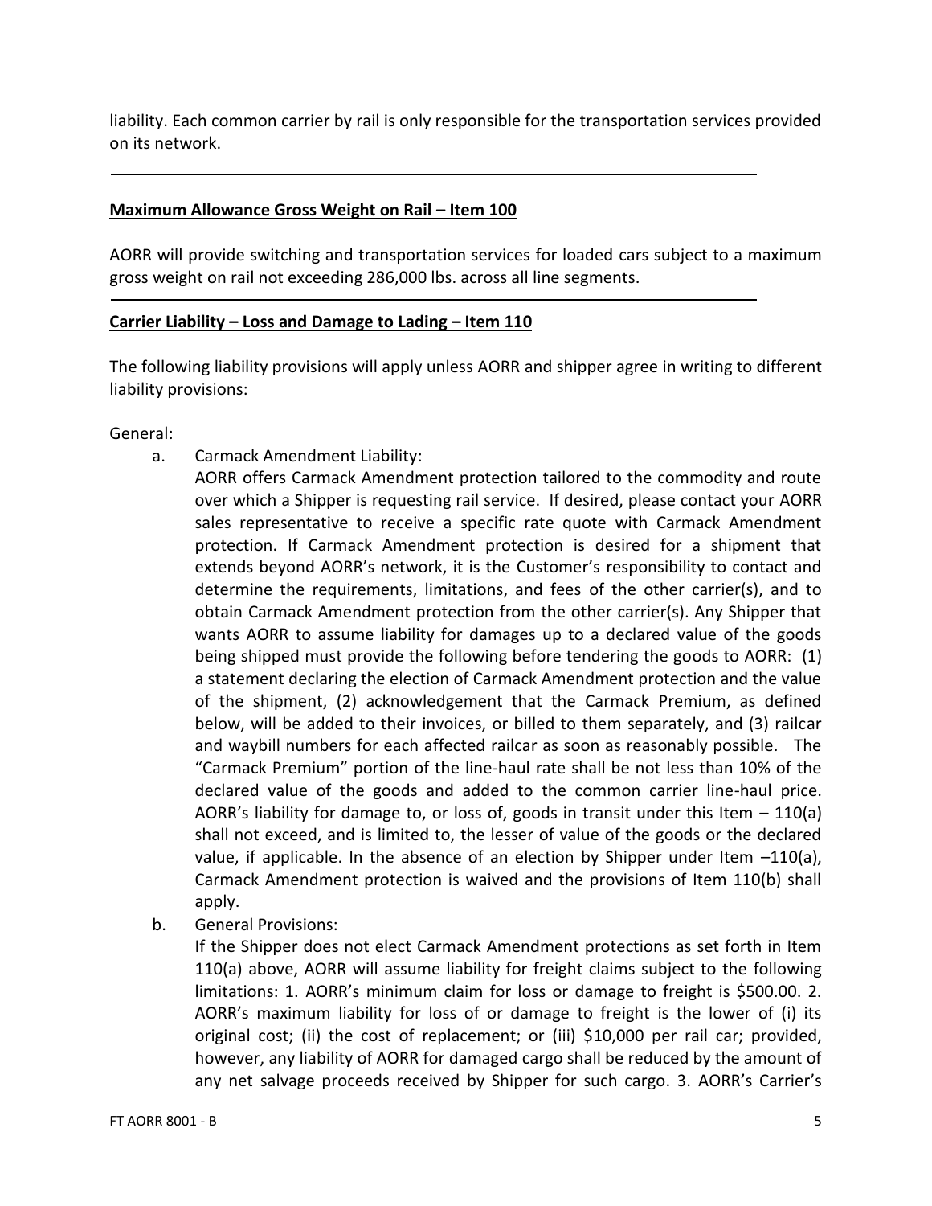liability. Each common carrier by rail is only responsible for the transportation services provided on its network.

---

**Maximum Allowance Gross Weight on Rail – Item 100**

AORR will provide switching and transportation services for loaded cars subject to a maximum gross weight on rail not exceeding 286,000 lbs. across all line segments.

---

**Carrier Liability – Loss and Damage to Lading – Item 110**

The following liability provisions will apply unless AORR and shipper agree in writing to different liability provisions:

General:

a. Carmack Amendment Liability:
   AORR offers Carmack Amendment protection tailored to the commodity and route over which a Shipper is requesting rail service. If desired, please contact your AORR sales representative to receive a specific rate quote with Carmack Amendment protection. If Carmack Amendment protection is desired for a shipment that extends beyond AORR's network, it is the Customer's responsibility to contact and determine the requirements, limitations, and fees of the other carrier(s), and to obtain Carmack Amendment protection from the other carrier(s). Any Shipper that wants AORR to assume liability for damages up to a declared value of the goods being shipped must provide the following before tendering the goods to AORR: (1) a statement declaring the election of Carmack Amendment protection and the value of the shipment, (2) acknowledgement that the Carmack Premium, as defined below, will be added to their invoices, or billed to them separately, and (3) railcar and waybill numbers for each affected railcar as soon as reasonably possible. The "Carmack Premium" portion of the line-haul rate shall be not less than 10% of the declared value of the goods and added to the common carrier line-haul price. AORR's liability for damage to, or loss of, goods in transit under this Item – 110(a) shall not exceed, and is limited to, the lesser of value of the goods or the declared value, if applicable. In the absence of an election by Shipper under Item –110(a), Carmack Amendment protection is waived and the provisions of Item 110(b) shall apply.

b. General Provisions:
   If the Shipper does not elect Carmack Amendment protections as set forth in Item 110(a) above, AORR will assume liability for freight claims subject to the following limitations: 1. AORR's minimum claim for loss or damage to freight is $500.00. 2. AORR's maximum liability for loss of or damage to freight is the lower of (i) its original cost; (ii) the cost of replacement; or (iii) $10,000 per rail car; provided, however, any liability of AORR for damaged cargo shall be reduced by the amount of any net salvage proceeds received by Shipper for such cargo. 3. AORR's Carrier's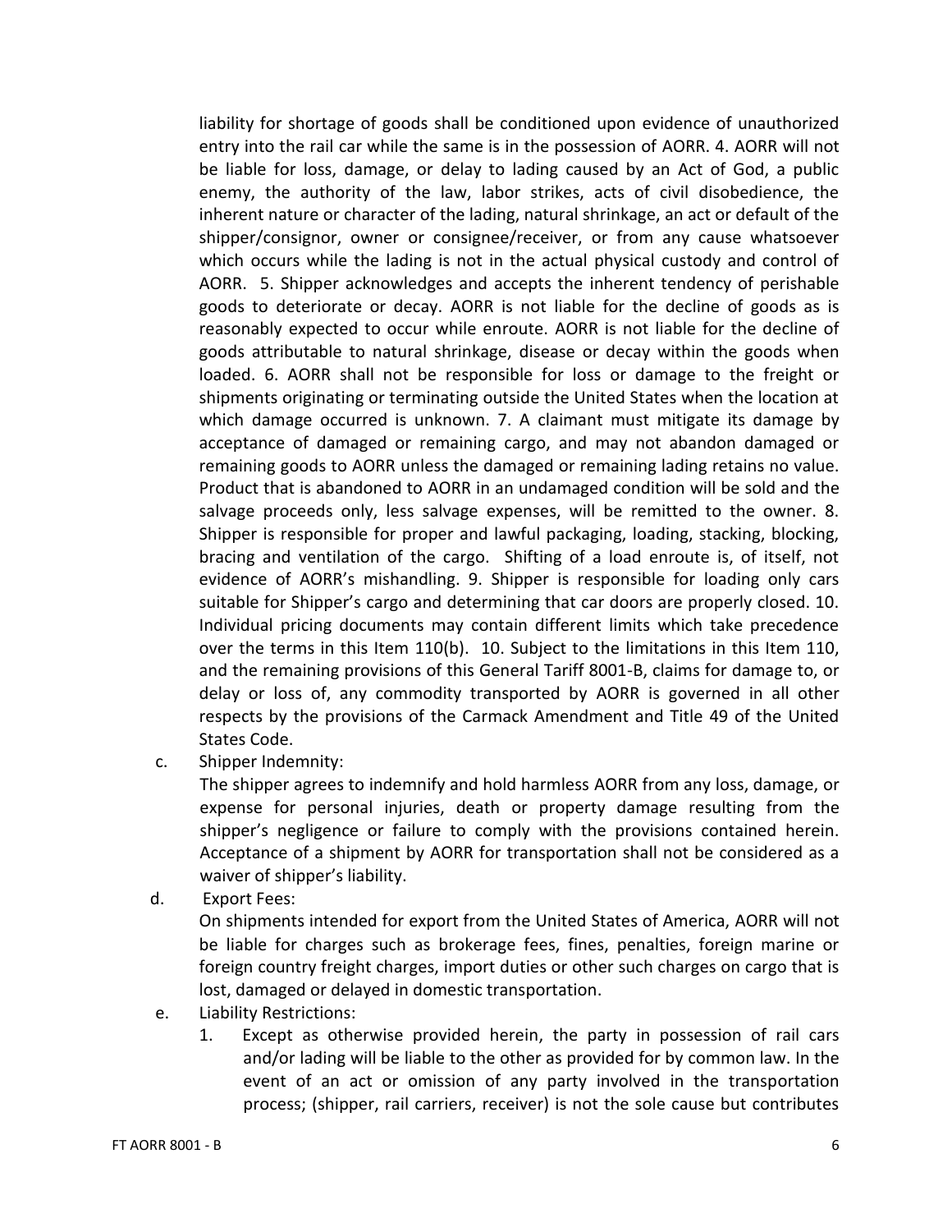liability for shortage of goods shall be conditioned upon evidence of unauthorized entry into the rail car while the same is in the possession of AORR. 4. AORR will not be liable for loss, damage, or delay to lading caused by an Act of God, a public enemy, the authority of the law, labor strikes, acts of civil disobedience, the inherent nature or character of the lading, natural shrinkage, an act or default of the shipper/consignor, owner or consignee/receiver, or from any cause whatsoever which occurs while the lading is not in the actual physical custody and control of AORR. 5. Shipper acknowledges and accepts the inherent tendency of perishable goods to deteriorate or decay. AORR is not liable for the decline of goods as is reasonably expected to occur while enroute. AORR is not liable for the decline of goods attributable to natural shrinkage, disease or decay within the goods when loaded. 6. AORR shall not be responsible for loss or damage to the freight or shipments originating or terminating outside the United States when the location at which damage occurred is unknown. 7. A claimant must mitigate its damage by acceptance of damaged or remaining cargo, and may not abandon damaged or remaining goods to AORR unless the damaged or remaining lading retains no value. Product that is abandoned to AORR in an undamaged condition will be sold and the salvage proceeds only, less salvage expenses, will be remitted to the owner. 8. Shipper is responsible for proper and lawful packaging, loading, stacking, blocking, bracing and ventilation of the cargo. Shifting of a load enroute is, of itself, not evidence of AORR's mishandling. 9. Shipper is responsible for loading only cars suitable for Shipper's cargo and determining that car doors are properly closed. 10. Individual pricing documents may contain different limits which take precedence over the terms in this Item 110(b). 10. Subject to the limitations in this Item 110, and the remaining provisions of this General Tariff 8001-B, claims for damage to, or delay or loss of, any commodity transported by AORR is governed in all other respects by the provisions of the Carmack Amendment and Title 49 of the United States Code.

c. Shipper Indemnity:

   The shipper agrees to indemnify and hold harmless AORR from any loss, damage, or expense for personal injuries, death or property damage resulting from the shipper's negligence or failure to comply with the provisions contained herein. Acceptance of a shipment by AORR for transportation shall not be considered as a waiver of shipper's liability.

d. Export Fees:

   On shipments intended for export from the United States of America, AORR will not be liable for charges such as brokerage fees, fines, penalties, foreign marine or foreign country freight charges, import duties or other such charges on cargo that is lost, damaged or delayed in domestic transportation.

e. Liability Restrictions:

   1. Except as otherwise provided herein, the party in possession of rail cars and/or lading will be liable to the other as provided for by common law. In the event of an act or omission of any party involved in the transportation process; (shipper, rail carriers, receiver) is not the sole cause but contributes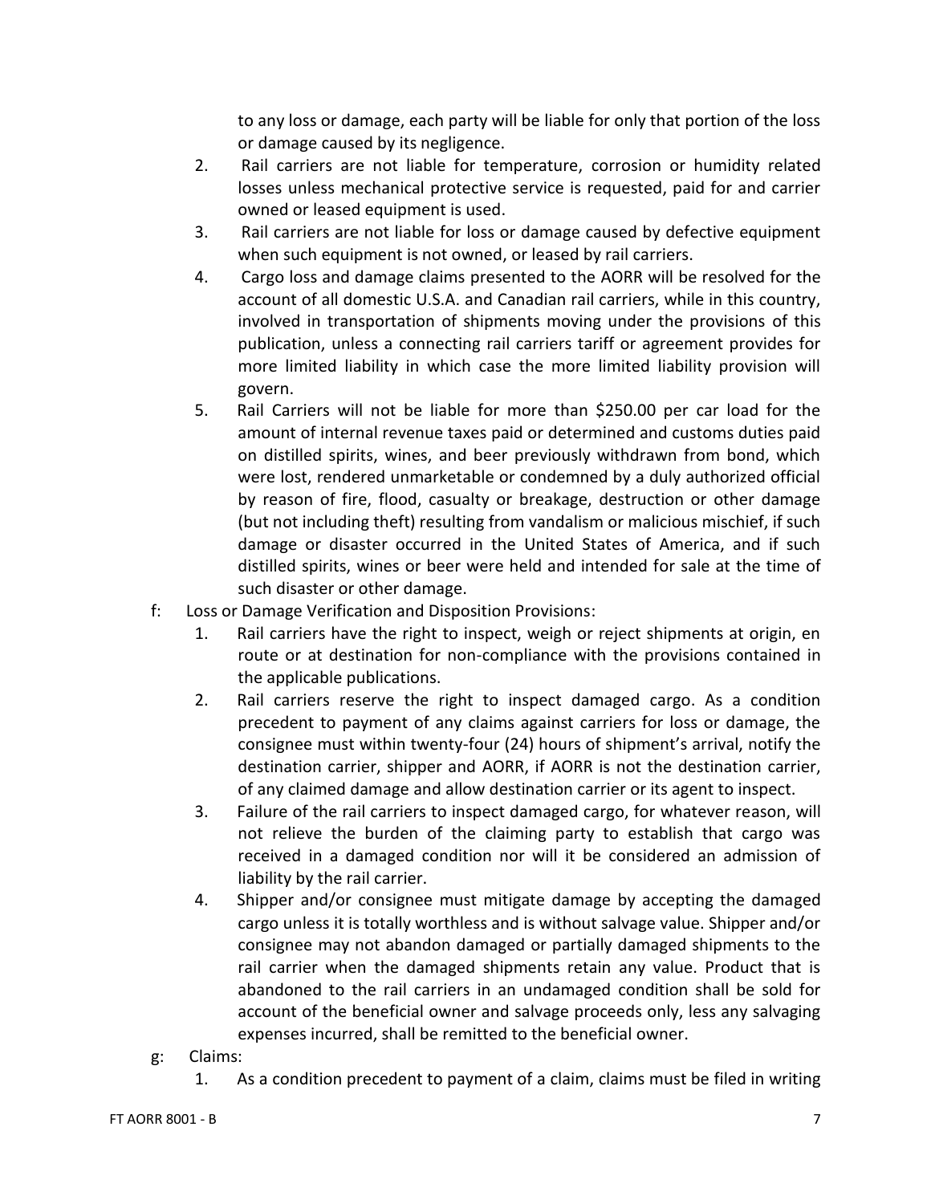to any loss or damage, each party will be liable for only that portion of the loss or damage caused by its negligence.

2. Rail carriers are not liable for temperature, corrosion or humidity related losses unless mechanical protective service is requested, paid for and carrier owned or leased equipment is used.
3. Rail carriers are not liable for loss or damage caused by defective equipment when such equipment is not owned, or leased by rail carriers.
4. Cargo loss and damage claims presented to the AORR will be resolved for the account of all domestic U.S.A. and Canadian rail carriers, while in this country, involved in transportation of shipments moving under the provisions of this publication, unless a connecting rail carriers tariff or agreement provides for more limited liability in which case the more limited liability provision will govern.
5. Rail Carriers will not be liable for more than $250.00 per car load for the amount of internal revenue taxes paid or determined and customs duties paid on distilled spirits, wines, and beer previously withdrawn from bond, which were lost, rendered unmarketable or condemned by a duly authorized official by reason of fire, flood, casualty or breakage, destruction or other damage (but not including theft) resulting from vandalism or malicious mischief, if such damage or disaster occurred in the United States of America, and if such distilled spirits, wines or beer were held and intended for sale at the time of such disaster or other damage.

f: Loss or Damage Verification and Disposition Provisions:

1. Rail carriers have the right to inspect, weigh or reject shipments at origin, en route or at destination for non-compliance with the provisions contained in the applicable publications.
2. Rail carriers reserve the right to inspect damaged cargo. As a condition precedent to payment of any claims against carriers for loss or damage, the consignee must within twenty-four (24) hours of shipment's arrival, notify the destination carrier, shipper and AORR, if AORR is not the destination carrier, of any claimed damage and allow destination carrier or its agent to inspect.
3. Failure of the rail carriers to inspect damaged cargo, for whatever reason, will not relieve the burden of the claiming party to establish that cargo was received in a damaged condition nor will it be considered an admission of liability by the rail carrier.
4. Shipper and/or consignee must mitigate damage by accepting the damaged cargo unless it is totally worthless and is without salvage value. Shipper and/or consignee may not abandon damaged or partially damaged shipments to the rail carrier when the damaged shipments retain any value. Product that is abandoned to the rail carriers in an undamaged condition shall be sold for account of the beneficial owner and salvage proceeds only, less any salvaging expenses incurred, shall be remitted to the beneficial owner.

g: Claims:

1. As a condition precedent to payment of a claim, claims must be filed in writing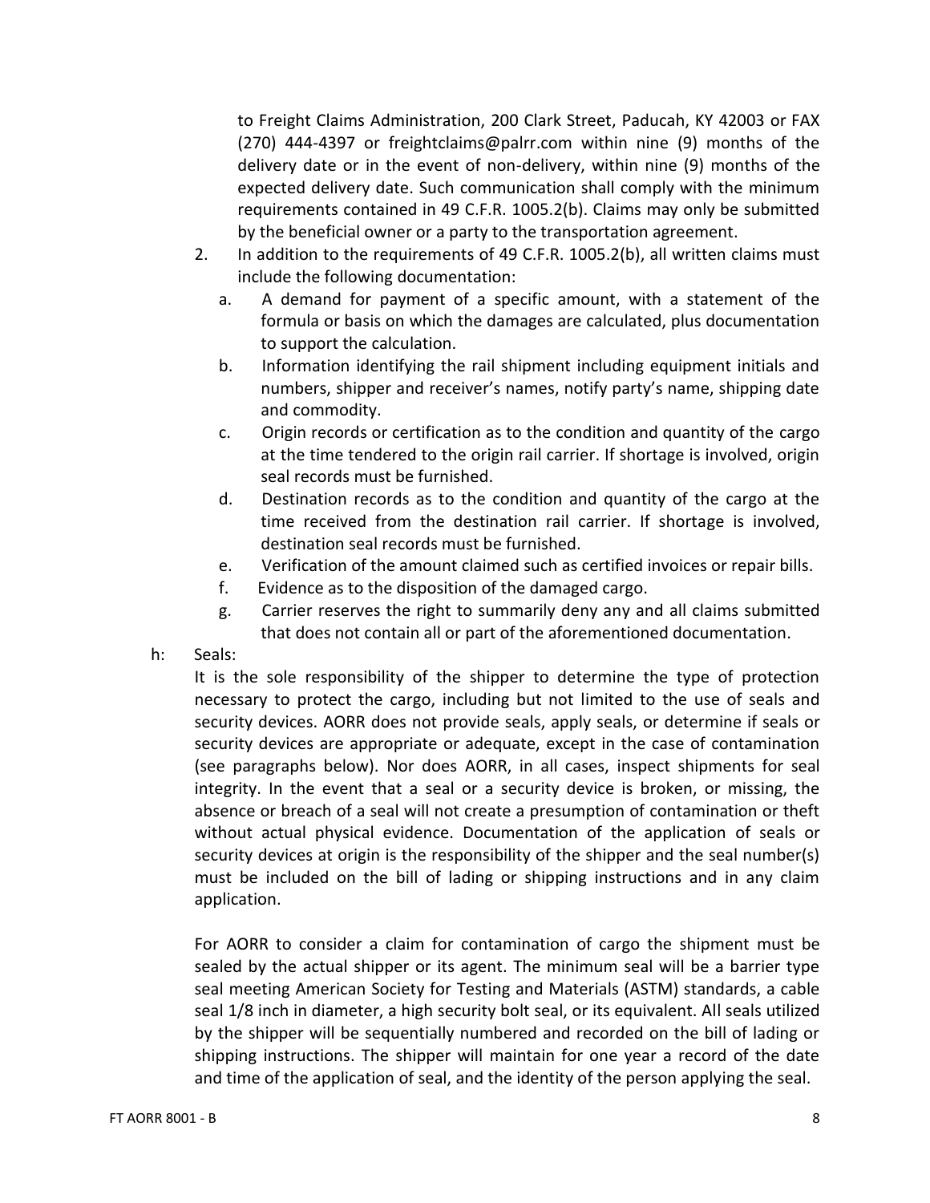to Freight Claims Administration, 200 Clark Street, Paducah, KY 42003 or FAX (270) 444-4397 or freightclaims@palrr.com within nine (9) months of the delivery date or in the event of non-delivery, within nine (9) months of the expected delivery date. Such communication shall comply with the minimum requirements contained in 49 C.F.R. 1005.2(b). Claims may only be submitted by the beneficial owner or a party to the transportation agreement.

2. In addition to the requirements of 49 C.F.R. 1005.2(b), all written claims must include the following documentation:
   a. A demand for payment of a specific amount, with a statement of the formula or basis on which the damages are calculated, plus documentation to support the calculation.
   b. Information identifying the rail shipment including equipment initials and numbers, shipper and receiver's names, notify party's name, shipping date and commodity.
   c. Origin records or certification as to the condition and quantity of the cargo at the time tendered to the origin rail carrier. If shortage is involved, origin seal records must be furnished.
   d. Destination records as to the condition and quantity of the cargo at the time received from the destination rail carrier. If shortage is involved, destination seal records must be furnished.
   e. Verification of the amount claimed such as certified invoices or repair bills.
   f. Evidence as to the disposition of the damaged cargo.
   g. Carrier reserves the right to summarily deny any and all claims submitted that does not contain all or part of the aforementioned documentation.

h: Seals:

It is the sole responsibility of the shipper to determine the type of protection necessary to protect the cargo, including but not limited to the use of seals and security devices. AORR does not provide seals, apply seals, or determine if seals or security devices are appropriate or adequate, except in the case of contamination (see paragraphs below). Nor does AORR, in all cases, inspect shipments for seal integrity. In the event that a seal or a security device is broken, or missing, the absence or breach of a seal will not create a presumption of contamination or theft without actual physical evidence. Documentation of the application of seals or security devices at origin is the responsibility of the shipper and the seal number(s) must be included on the bill of lading or shipping instructions and in any claim application.

For AORR to consider a claim for contamination of cargo the shipment must be sealed by the actual shipper or its agent. The minimum seal will be a barrier type seal meeting American Society for Testing and Materials (ASTM) standards, a cable seal 1/8 inch in diameter, a high security bolt seal, or its equivalent. All seals utilized by the shipper will be sequentially numbered and recorded on the bill of lading or shipping instructions. The shipper will maintain for one year a record of the date and time of the application of seal, and the identity of the person applying the seal.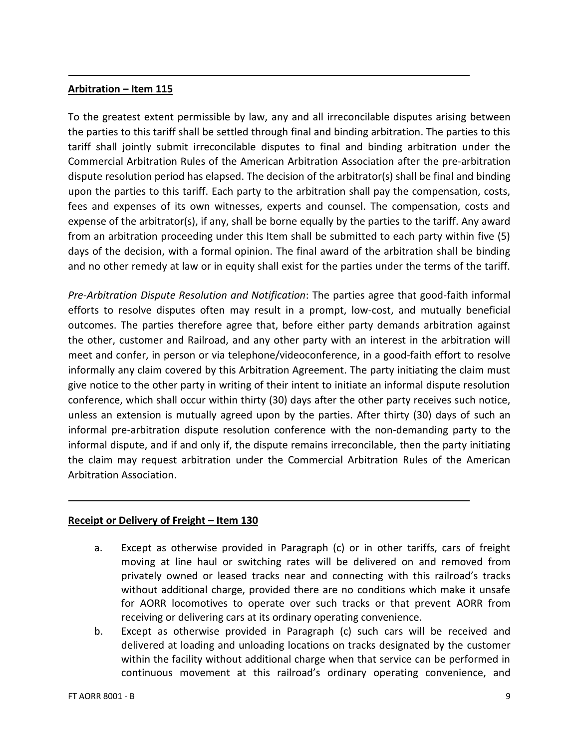---

**Arbitration – Item 115**

To the greatest extent permissible by law, any and all irreconcilable disputes arising between the parties to this tariff shall be settled through final and binding arbitration. The parties to this tariff shall jointly submit irreconcilable disputes to final and binding arbitration under the Commercial Arbitration Rules of the American Arbitration Association after the pre-arbitration dispute resolution period has elapsed. The decision of the arbitrator(s) shall be final and binding upon the parties to this tariff. Each party to the arbitration shall pay the compensation, costs, fees and expenses of its own witnesses, experts and counsel. The compensation, costs and expense of the arbitrator(s), if any, shall be borne equally by the parties to the tariff. Any award from an arbitration proceeding under this Item shall be submitted to each party within five (5) days of the decision, with a formal opinion. The final award of the arbitration shall be binding and no other remedy at law or in equity shall exist for the parties under the terms of the tariff.

*Pre-Arbitration Dispute Resolution and Notification*: The parties agree that good-faith informal efforts to resolve disputes often may result in a prompt, low-cost, and mutually beneficial outcomes. The parties therefore agree that, before either party demands arbitration against the other, customer and Railroad, and any other party with an interest in the arbitration will meet and confer, in person or via telephone/videoconference, in a good-faith effort to resolve informally any claim covered by this Arbitration Agreement. The party initiating the claim must give notice to the other party in writing of their intent to initiate an informal dispute resolution conference, which shall occur within thirty (30) days after the other party receives such notice, unless an extension is mutually agreed upon by the parties. After thirty (30) days of such an informal pre-arbitration dispute resolution conference with the non-demanding party to the informal dispute, and if and only if, the dispute remains irreconcilable, then the party initiating the claim may request arbitration under the Commercial Arbitration Rules of the American Arbitration Association.

---

**Receipt or Delivery of Freight – Item 130**

a. Except as otherwise provided in Paragraph (c) or in other tariffs, cars of freight moving at line haul or switching rates will be delivered on and removed from privately owned or leased tracks near and connecting with this railroad's tracks without additional charge, provided there are no conditions which make it unsafe for AORR locomotives to operate over such tracks or that prevent AORR from receiving or delivering cars at its ordinary operating convenience.

b. Except as otherwise provided in Paragraph (c) such cars will be received and delivered at loading and unloading locations on tracks designated by the customer within the facility without additional charge when that service can be performed in continuous movement at this railroad's ordinary operating convenience, and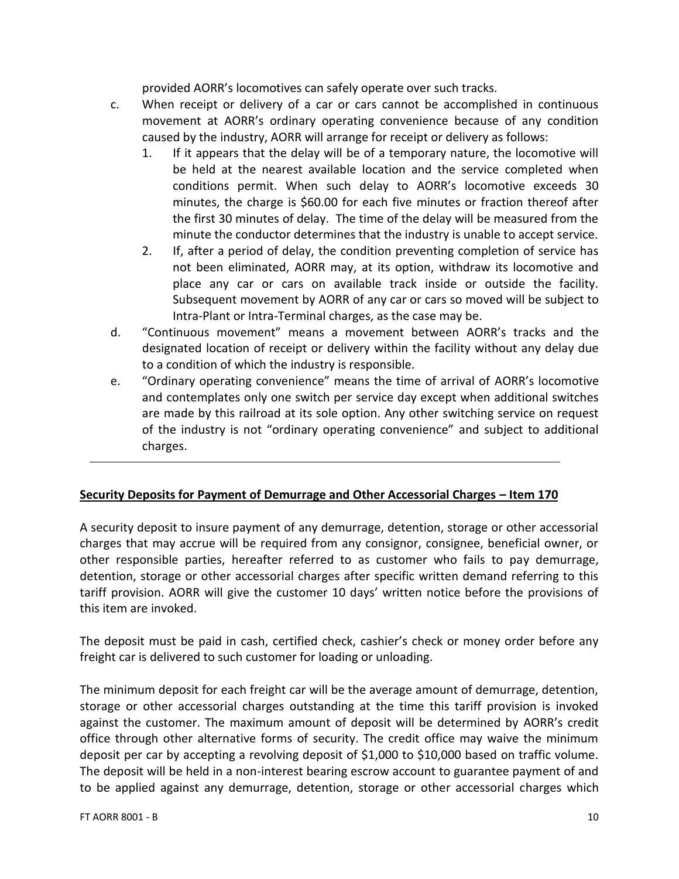provided AORR's locomotives can safely operate over such tracks.

c. When receipt or delivery of a car or cars cannot be accomplished in continuous movement at AORR's ordinary operating convenience because of any condition caused by the industry, AORR will arrange for receipt or delivery as follows:
   1. If it appears that the delay will be of a temporary nature, the locomotive will be held at the nearest available location and the service completed when conditions permit. When such delay to AORR's locomotive exceeds 30 minutes, the charge is $60.00 for each five minutes or fraction thereof after the first 30 minutes of delay. The time of the delay will be measured from the minute the conductor determines that the industry is unable to accept service.
   2. If, after a period of delay, the condition preventing completion of service has not been eliminated, AORR may, at its option, withdraw its locomotive and place any car or cars on available track inside or outside the facility. Subsequent movement by AORR of any car or cars so moved will be subject to Intra-Plant or Intra-Terminal charges, as the case may be.
d. "Continuous movement" means a movement between AORR's tracks and the designated location of receipt or delivery within the facility without any delay due to a condition of which the industry is responsible.
e. "Ordinary operating convenience" means the time of arrival of AORR's locomotive and contemplates only one switch per service day except when additional switches are made by this railroad at its sole option. Any other switching service on request of the industry is not "ordinary operating convenience" and subject to additional charges.

---

## Security Deposits for Payment of Demurrage and Other Accessorial Charges – Item 170

A security deposit to insure payment of any demurrage, detention, storage or other accessorial charges that may accrue will be required from any consignor, consignee, beneficial owner, or other responsible parties, hereafter referred to as customer who fails to pay demurrage, detention, storage or other accessorial charges after specific written demand referring to this tariff provision. AORR will give the customer 10 days' written notice before the provisions of this item are invoked.

The deposit must be paid in cash, certified check, cashier's check or money order before any freight car is delivered to such customer for loading or unloading.

The minimum deposit for each freight car will be the average amount of demurrage, detention, storage or other accessorial charges outstanding at the time this tariff provision is invoked against the customer. The maximum amount of deposit will be determined by AORR's credit office through other alternative forms of security. The credit office may waive the minimum deposit per car by accepting a revolving deposit of $1,000 to $10,000 based on traffic volume. The deposit will be held in a non-interest bearing escrow account to guarantee payment of and to be applied against any demurrage, detention, storage or other accessorial charges which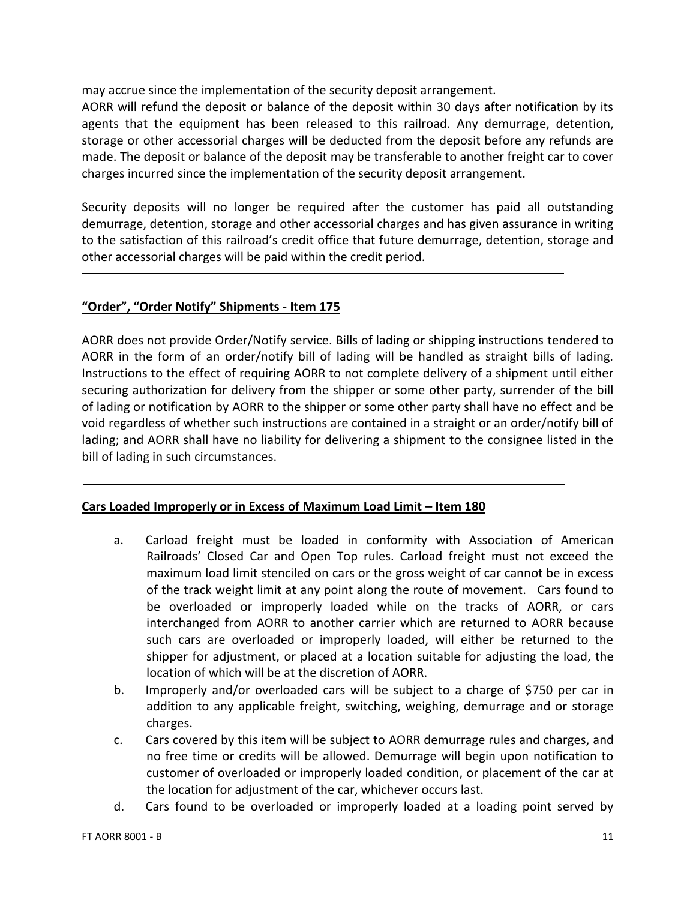may accrue since the implementation of the security deposit arrangement.

AORR will refund the deposit or balance of the deposit within 30 days after notification by its agents that the equipment has been released to this railroad. Any demurrage, detention, storage or other accessorial charges will be deducted from the deposit before any refunds are made. The deposit or balance of the deposit may be transferable to another freight car to cover charges incurred since the implementation of the security deposit arrangement.

Security deposits will no longer be required after the customer has paid all outstanding demurrage, detention, storage and other accessorial charges and has given assurance in writing to the satisfaction of this railroad's credit office that future demurrage, detention, storage and other accessorial charges will be paid within the credit period.

---

**"Order", "Order Notify" Shipments - Item 175**

AORR does not provide Order/Notify service. Bills of lading or shipping instructions tendered to AORR in the form of an order/notify bill of lading will be handled as straight bills of lading. Instructions to the effect of requiring AORR to not complete delivery of a shipment until either securing authorization for delivery from the shipper or some other party, surrender of the bill of lading or notification by AORR to the shipper or some other party shall have no effect and be void regardless of whether such instructions are contained in a straight or an order/notify bill of lading; and AORR shall have no liability for delivering a shipment to the consignee listed in the bill of lading in such circumstances.

---

**Cars Loaded Improperly or in Excess of Maximum Load Limit – Item 180**

a. Carload freight must be loaded in conformity with Association of American Railroads' Closed Car and Open Top rules. Carload freight must not exceed the maximum load limit stenciled on cars or the gross weight of car cannot be in excess of the track weight limit at any point along the route of movement. Cars found to be overloaded or improperly loaded while on the tracks of AORR, or cars interchanged from AORR to another carrier which are returned to AORR because such cars are overloaded or improperly loaded, will either be returned to the shipper for adjustment, or placed at a location suitable for adjusting the load, the location of which will be at the discretion of AORR.

b. Improperly and/or overloaded cars will be subject to a charge of $750 per car in addition to any applicable freight, switching, weighing, demurrage and or storage charges.

c. Cars covered by this item will be subject to AORR demurrage rules and charges, and no free time or credits will be allowed. Demurrage will begin upon notification to customer of overloaded or improperly loaded condition, or placement of the car at the location for adjustment of the car, whichever occurs last.

d. Cars found to be overloaded or improperly loaded at a loading point served by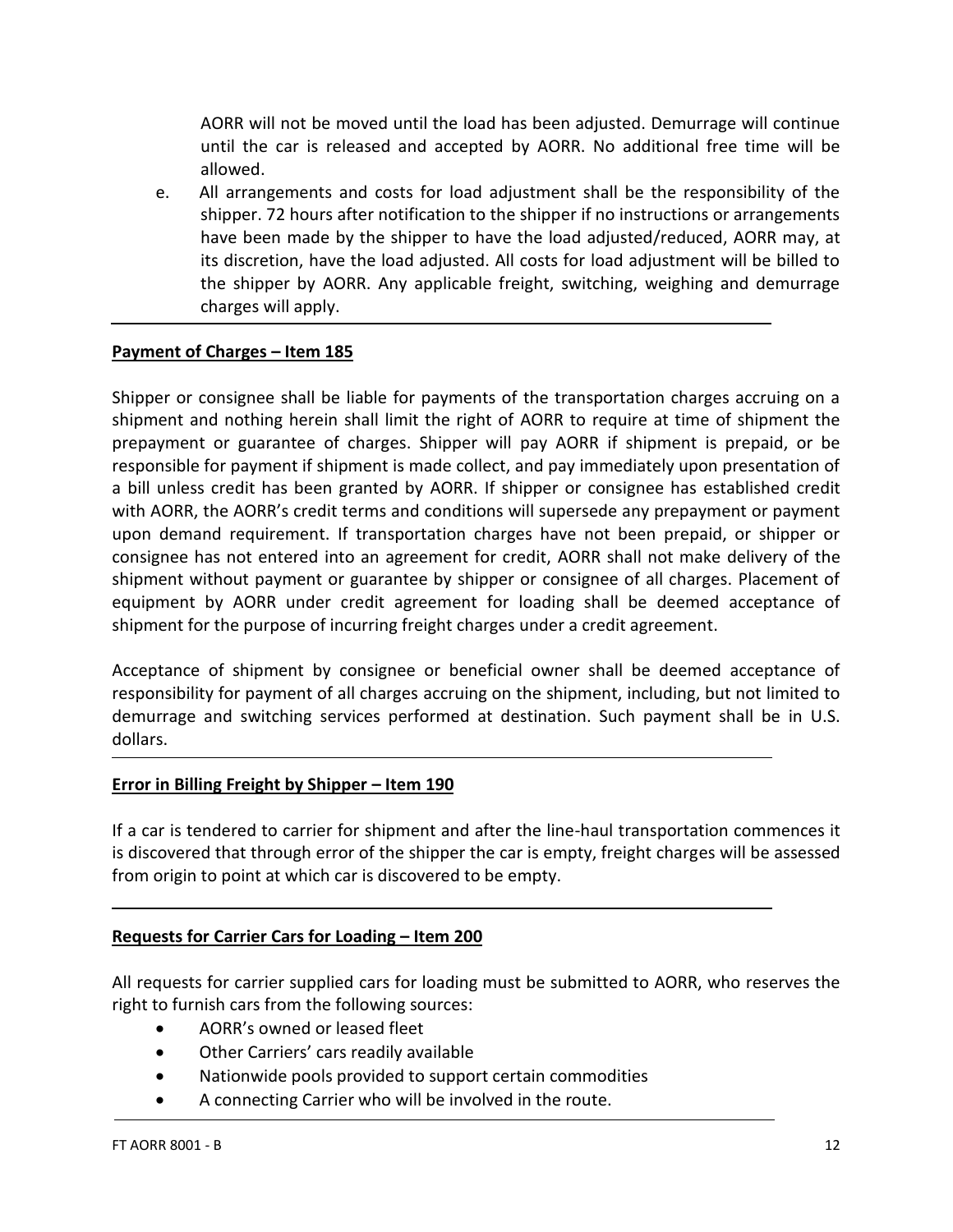AORR will not be moved until the load has been adjusted. Demurrage will continue until the car is released and accepted by AORR. No additional free time will be allowed.

e. All arrangements and costs for load adjustment shall be the responsibility of the shipper. 72 hours after notification to the shipper if no instructions or arrangements have been made by the shipper to have the load adjusted/reduced, AORR may, at its discretion, have the load adjusted. All costs for load adjustment will be billed to the shipper by AORR. Any applicable freight, switching, weighing and demurrage charges will apply.

---

**Payment of Charges – Item 185**

Shipper or consignee shall be liable for payments of the transportation charges accruing on a shipment and nothing herein shall limit the right of AORR to require at time of shipment the prepayment or guarantee of charges. Shipper will pay AORR if shipment is prepaid, or be responsible for payment if shipment is made collect, and pay immediately upon presentation of a bill unless credit has been granted by AORR. If shipper or consignee has established credit with AORR, the AORR's credit terms and conditions will supersede any prepayment or payment upon demand requirement. If transportation charges have not been prepaid, or shipper or consignee has not entered into an agreement for credit, AORR shall not make delivery of the shipment without payment or guarantee by shipper or consignee of all charges. Placement of equipment by AORR under credit agreement for loading shall be deemed acceptance of shipment for the purpose of incurring freight charges under a credit agreement.

Acceptance of shipment by consignee or beneficial owner shall be deemed acceptance of responsibility for payment of all charges accruing on the shipment, including, but not limited to demurrage and switching services performed at destination. Such payment shall be in U.S. dollars.

---

**Error in Billing Freight by Shipper – Item 190**

If a car is tendered to carrier for shipment and after the line-haul transportation commences it is discovered that through error of the shipper the car is empty, freight charges will be assessed from origin to point at which car is discovered to be empty.

---

**Requests for Carrier Cars for Loading – Item 200**

All requests for carrier supplied cars for loading must be submitted to AORR, who reserves the right to furnish cars from the following sources:

- AORR's owned or leased fleet
- Other Carriers' cars readily available
- Nationwide pools provided to support certain commodities
- A connecting Carrier who will be involved in the route.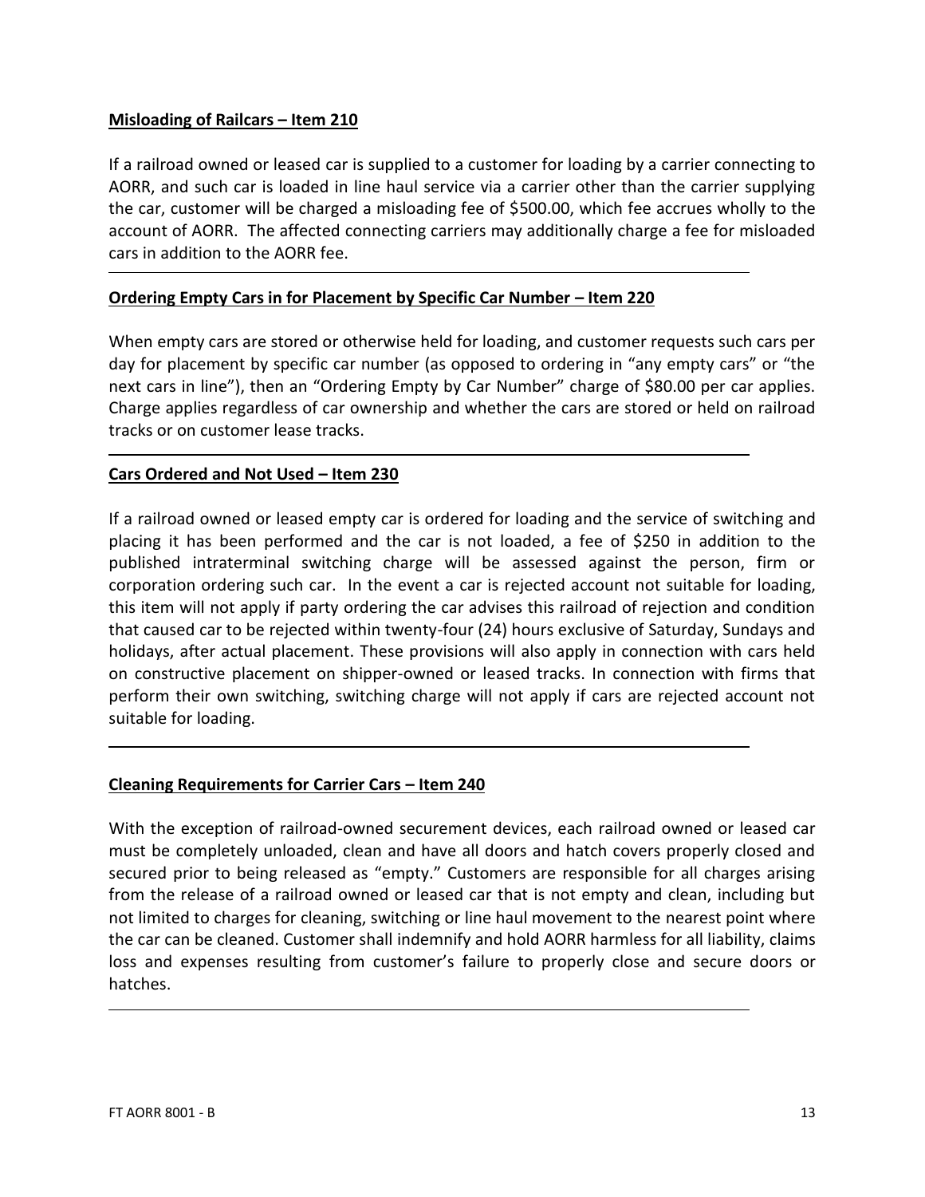## Misloading of Railcars – Item 210

If a railroad owned or leased car is supplied to a customer for loading by a carrier connecting to AORR, and such car is loaded in line haul service via a carrier other than the carrier supplying the car, customer will be charged a misloading fee of $500.00, which fee accrues wholly to the account of AORR. The affected connecting carriers may additionally charge a fee for misloaded cars in addition to the AORR fee.

---

## Ordering Empty Cars in for Placement by Specific Car Number – Item 220

When empty cars are stored or otherwise held for loading, and customer requests such cars per day for placement by specific car number (as opposed to ordering in "any empty cars" or "the next cars in line"), then an "Ordering Empty by Car Number" charge of $80.00 per car applies. Charge applies regardless of car ownership and whether the cars are stored or held on railroad tracks or on customer lease tracks.

---

## Cars Ordered and Not Used – Item 230

If a railroad owned or leased empty car is ordered for loading and the service of switching and placing it has been performed and the car is not loaded, a fee of $250 in addition to the published intraterminal switching charge will be assessed against the person, firm or corporation ordering such car. In the event a car is rejected account not suitable for loading, this item will not apply if party ordering the car advises this railroad of rejection and condition that caused car to be rejected within twenty-four (24) hours exclusive of Saturday, Sundays and holidays, after actual placement. These provisions will also apply in connection with cars held on constructive placement on shipper-owned or leased tracks. In connection with firms that perform their own switching, switching charge will not apply if cars are rejected account not suitable for loading.

---

## Cleaning Requirements for Carrier Cars – Item 240

With the exception of railroad-owned securement devices, each railroad owned or leased car must be completely unloaded, clean and have all doors and hatch covers properly closed and secured prior to being released as "empty." Customers are responsible for all charges arising from the release of a railroad owned or leased car that is not empty and clean, including but not limited to charges for cleaning, switching or line haul movement to the nearest point where the car can be cleaned. Customer shall indemnify and hold AORR harmless for all liability, claims loss and expenses resulting from customer's failure to properly close and secure doors or hatches.

---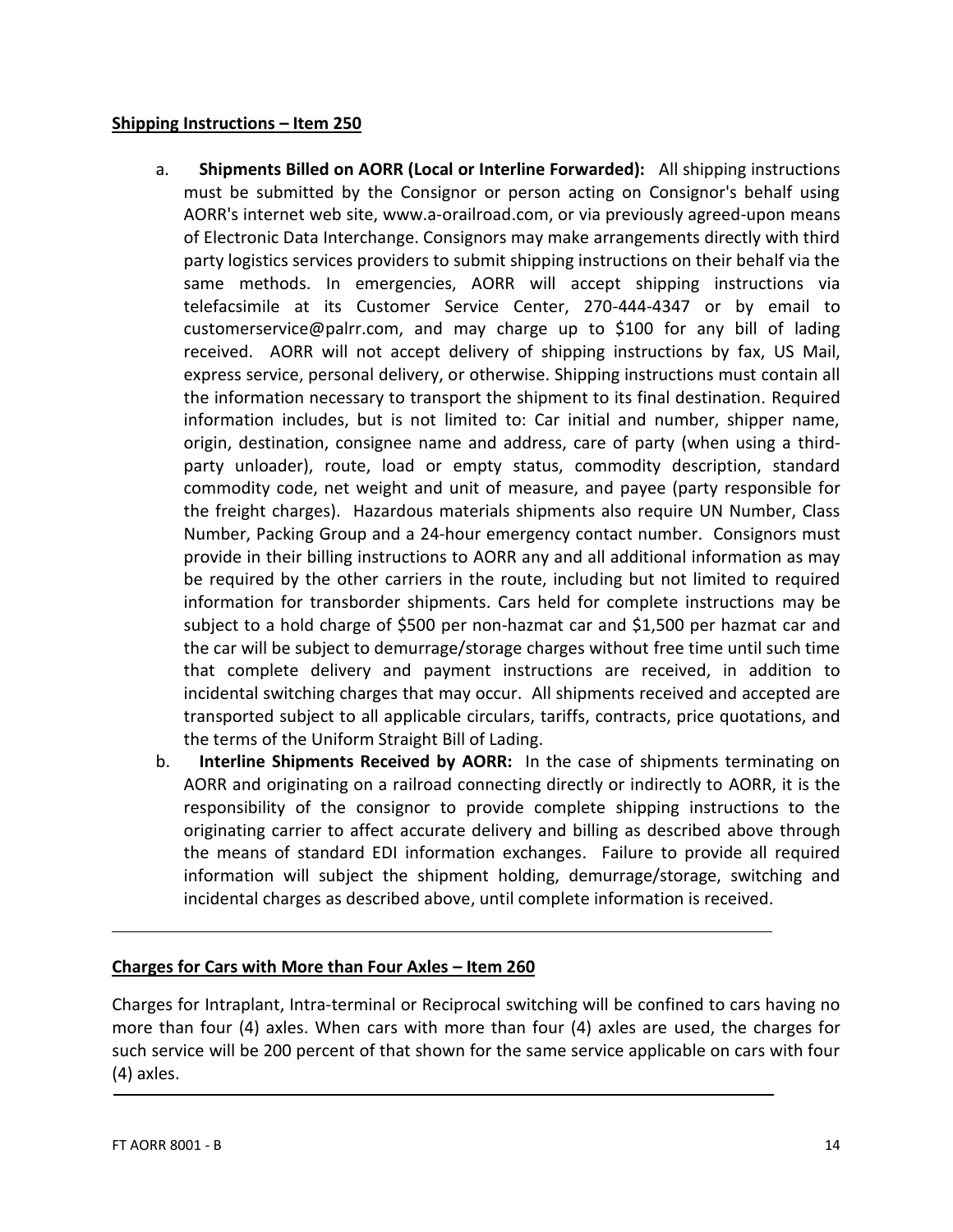**Shipping Instructions – Item 250**

a. **Shipments Billed on AORR (Local or Interline Forwarded):** All shipping instructions must be submitted by the Consignor or person acting on Consignor's behalf using AORR's internet web site, www.a-orailroad.com, or via previously agreed-upon means of Electronic Data Interchange. Consignors may make arrangements directly with third party logistics services providers to submit shipping instructions on their behalf via the same methods. In emergencies, AORR will accept shipping instructions via telefacsimile at its Customer Service Center, 270-444-4347 or by email to customerservice@palrr.com, and may charge up to $100 for any bill of lading received. AORR will not accept delivery of shipping instructions by fax, US Mail, express service, personal delivery, or otherwise. Shipping instructions must contain all the information necessary to transport the shipment to its final destination. Required information includes, but is not limited to: Car initial and number, shipper name, origin, destination, consignee name and address, care of party (when using a third-party unloader), route, load or empty status, commodity description, standard commodity code, net weight and unit of measure, and payee (party responsible for the freight charges). Hazardous materials shipments also require UN Number, Class Number, Packing Group and a 24-hour emergency contact number. Consignors must provide in their billing instructions to AORR any and all additional information as may be required by the other carriers in the route, including but not limited to required information for transborder shipments. Cars held for complete instructions may be subject to a hold charge of $500 per non-hazmat car and $1,500 per hazmat car and the car will be subject to demurrage/storage charges without free time until such time that complete delivery and payment instructions are received, in addition to incidental switching charges that may occur. All shipments received and accepted are transported subject to all applicable circulars, tariffs, contracts, price quotations, and the terms of the Uniform Straight Bill of Lading.

b. **Interline Shipments Received by AORR:** In the case of shipments terminating on AORR and originating on a railroad connecting directly or indirectly to AORR, it is the responsibility of the consignor to provide complete shipping instructions to the originating carrier to affect accurate delivery and billing as described above through the means of standard EDI information exchanges. Failure to provide all required information will subject the shipment holding, demurrage/storage, switching and incidental charges as described above, until complete information is received.

---

**Charges for Cars with More than Four Axles – Item 260**

Charges for Intraplant, Intra-terminal or Reciprocal switching will be confined to cars having no more than four (4) axles. When cars with more than four (4) axles are used, the charges for such service will be 200 percent of that shown for the same service applicable on cars with four (4) axles.

---

FT AORR 8001 - B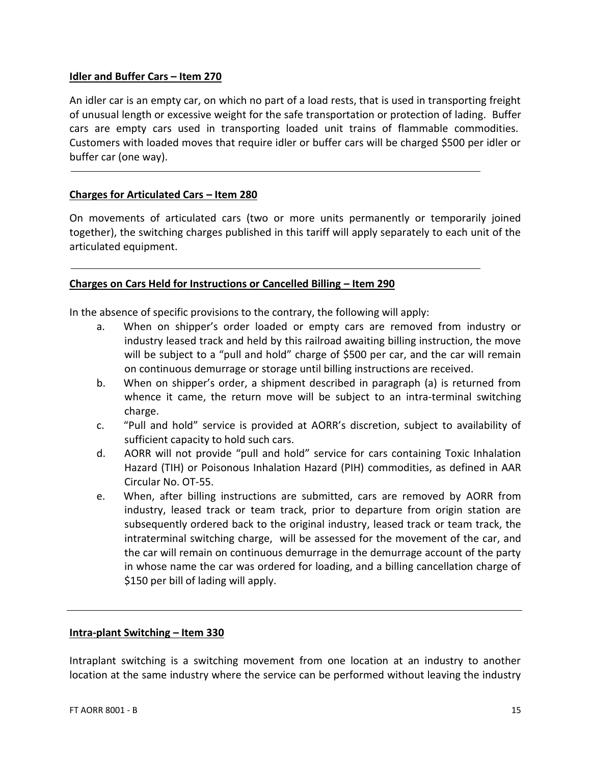**Idler and Buffer Cars – Item 270**

An idler car is an empty car, on which no part of a load rests, that is used in transporting freight of unusual length or excessive weight for the safe transportation or protection of lading. Buffer cars are empty cars used in transporting loaded unit trains of flammable commodities. Customers with loaded moves that require idler or buffer cars will be charged $500 per idler or buffer car (one way).

---

**Charges for Articulated Cars – Item 280**

On movements of articulated cars (two or more units permanently or temporarily joined together), the switching charges published in this tariff will apply separately to each unit of the articulated equipment.

---

**Charges on Cars Held for Instructions or Cancelled Billing – Item 290**

In the absence of specific provisions to the contrary, the following will apply:

a. When on shipper's order loaded or empty cars are removed from industry or industry leased track and held by this railroad awaiting billing instruction, the move will be subject to a "pull and hold" charge of $500 per car, and the car will remain on continuous demurrage or storage until billing instructions are received.

b. When on shipper's order, a shipment described in paragraph (a) is returned from whence it came, the return move will be subject to an intra-terminal switching charge.

c. "Pull and hold" service is provided at AORR's discretion, subject to availability of sufficient capacity to hold such cars.

d. AORR will not provide "pull and hold" service for cars containing Toxic Inhalation Hazard (TIH) or Poisonous Inhalation Hazard (PIH) commodities, as defined in AAR Circular No. OT-55.

e. When, after billing instructions are submitted, cars are removed by AORR from industry, leased track or team track, prior to departure from origin station are subsequently ordered back to the original industry, leased track or team track, the intraterminal switching charge, will be assessed for the movement of the car, and the car will remain on continuous demurrage in the demurrage account of the party in whose name the car was ordered for loading, and a billing cancellation charge of $150 per bill of lading will apply.

---

**Intra-plant Switching – Item 330**

Intraplant switching is a switching movement from one location at an industry to another location at the same industry where the service can be performed without leaving the industry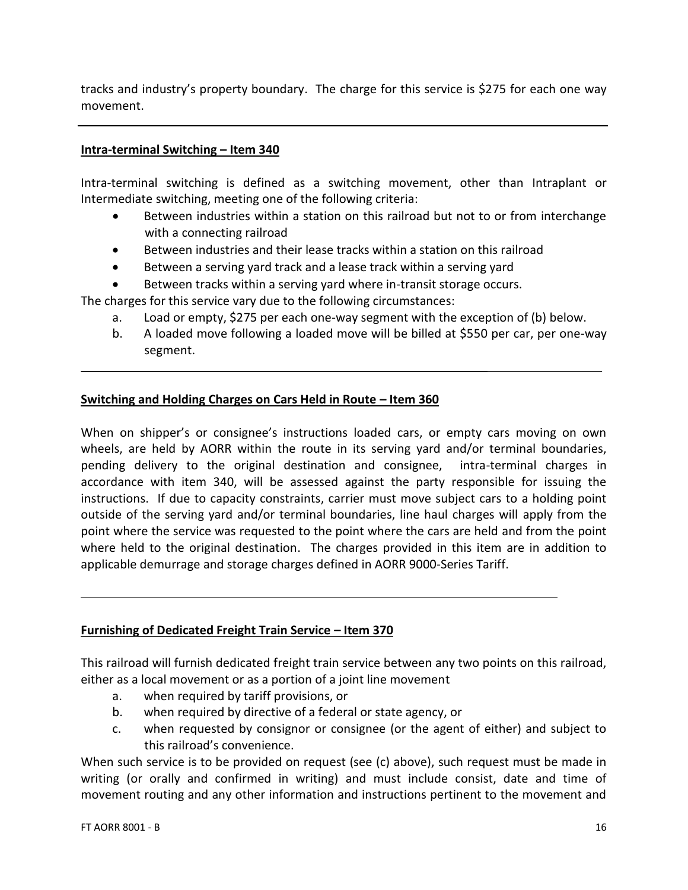tracks and industry's property boundary. The charge for this service is $275 for each one way movement.

---

**Intra-terminal Switching – Item 340**

Intra-terminal switching is defined as a switching movement, other than Intraplant or Intermediate switching, meeting one of the following criteria:

- Between industries within a station on this railroad but not to or from interchange with a connecting railroad
- Between industries and their lease tracks within a station on this railroad
- Between a serving yard track and a lease track within a serving yard
- Between tracks within a serving yard where in-transit storage occurs.

The charges for this service vary due to the following circumstances:

a. Load or empty, $275 per each one-way segment with the exception of (b) below.
b. A loaded move following a loaded move will be billed at $550 per car, per one-way segment.

---

**Switching and Holding Charges on Cars Held in Route – Item 360**

When on shipper's or consignee's instructions loaded cars, or empty cars moving on own wheels, are held by AORR within the route in its serving yard and/or terminal boundaries, pending delivery to the original destination and consignee, intra-terminal charges in accordance with item 340, will be assessed against the party responsible for issuing the instructions. If due to capacity constraints, carrier must move subject cars to a holding point outside of the serving yard and/or terminal boundaries, line haul charges will apply from the point where the service was requested to the point where the cars are held and from the point where held to the original destination. The charges provided in this item are in addition to applicable demurrage and storage charges defined in AORR 9000-Series Tariff.

---

**Furnishing of Dedicated Freight Train Service – Item 370**

This railroad will furnish dedicated freight train service between any two points on this railroad, either as a local movement or as a portion of a joint line movement

a. when required by tariff provisions, or
b. when required by directive of a federal or state agency, or
c. when requested by consignor or consignee (or the agent of either) and subject to this railroad's convenience.

When such service is to be provided on request (see (c) above), such request must be made in writing (or orally and confirmed in writing) and must include consist, date and time of movement routing and any other information and instructions pertinent to the movement and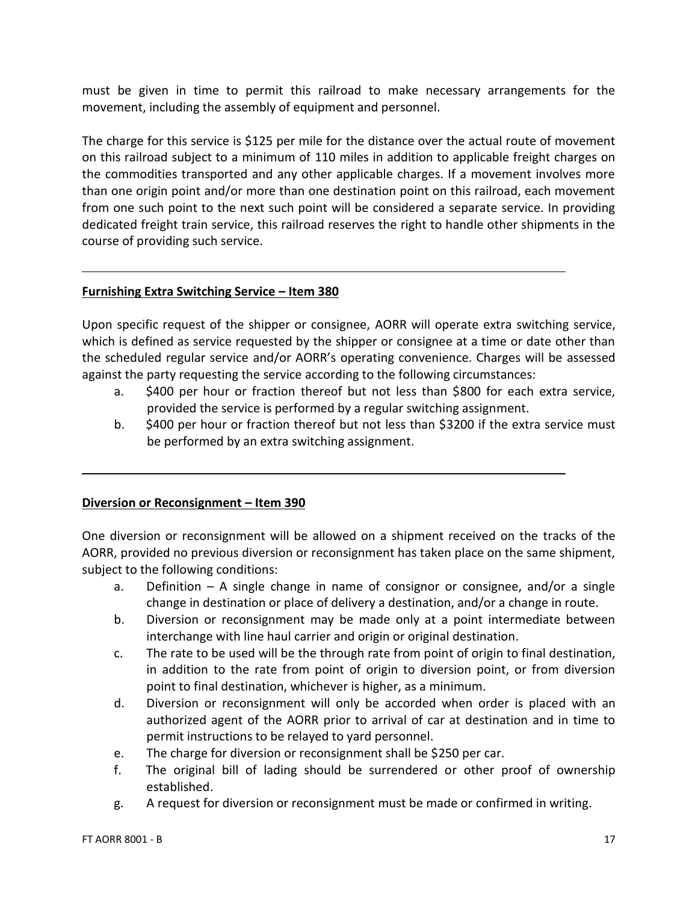must be given in time to permit this railroad to make necessary arrangements for the movement, including the assembly of equipment and personnel.

The charge for this service is $125 per mile for the distance over the actual route of movement on this railroad subject to a minimum of 110 miles in addition to applicable freight charges on the commodities transported and any other applicable charges. If a movement involves more than one origin point and/or more than one destination point on this railroad, each movement from one such point to the next such point will be considered a separate service. In providing dedicated freight train service, this railroad reserves the right to handle other shipments in the course of providing such service.

---

**Furnishing Extra Switching Service – Item 380**

Upon specific request of the shipper or consignee, AORR will operate extra switching service, which is defined as service requested by the shipper or consignee at a time or date other than the scheduled regular service and/or AORR's operating convenience. Charges will be assessed against the party requesting the service according to the following circumstances:

a. $400 per hour or fraction thereof but not less than $800 for each extra service, provided the service is performed by a regular switching assignment.
b. $400 per hour or fraction thereof but not less than $3200 if the extra service must be performed by an extra switching assignment.

---

**Diversion or Reconsignment – Item 390**

One diversion or reconsignment will be allowed on a shipment received on the tracks of the AORR, provided no previous diversion or reconsignment has taken place on the same shipment, subject to the following conditions:

a. Definition – A single change in name of consignor or consignee, and/or a single change in destination or place of delivery a destination, and/or a change in route.
b. Diversion or reconsignment may be made only at a point intermediate between interchange with line haul carrier and origin or original destination.
c. The rate to be used will be the through rate from point of origin to final destination, in addition to the rate from point of origin to diversion point, or from diversion point to final destination, whichever is higher, as a minimum.
d. Diversion or reconsignment will only be accorded when order is placed with an authorized agent of the AORR prior to arrival of car at destination and in time to permit instructions to be relayed to yard personnel.
e. The charge for diversion or reconsignment shall be $250 per car.
f. The original bill of lading should be surrendered or other proof of ownership established.
g. A request for diversion or reconsignment must be made or confirmed in writing.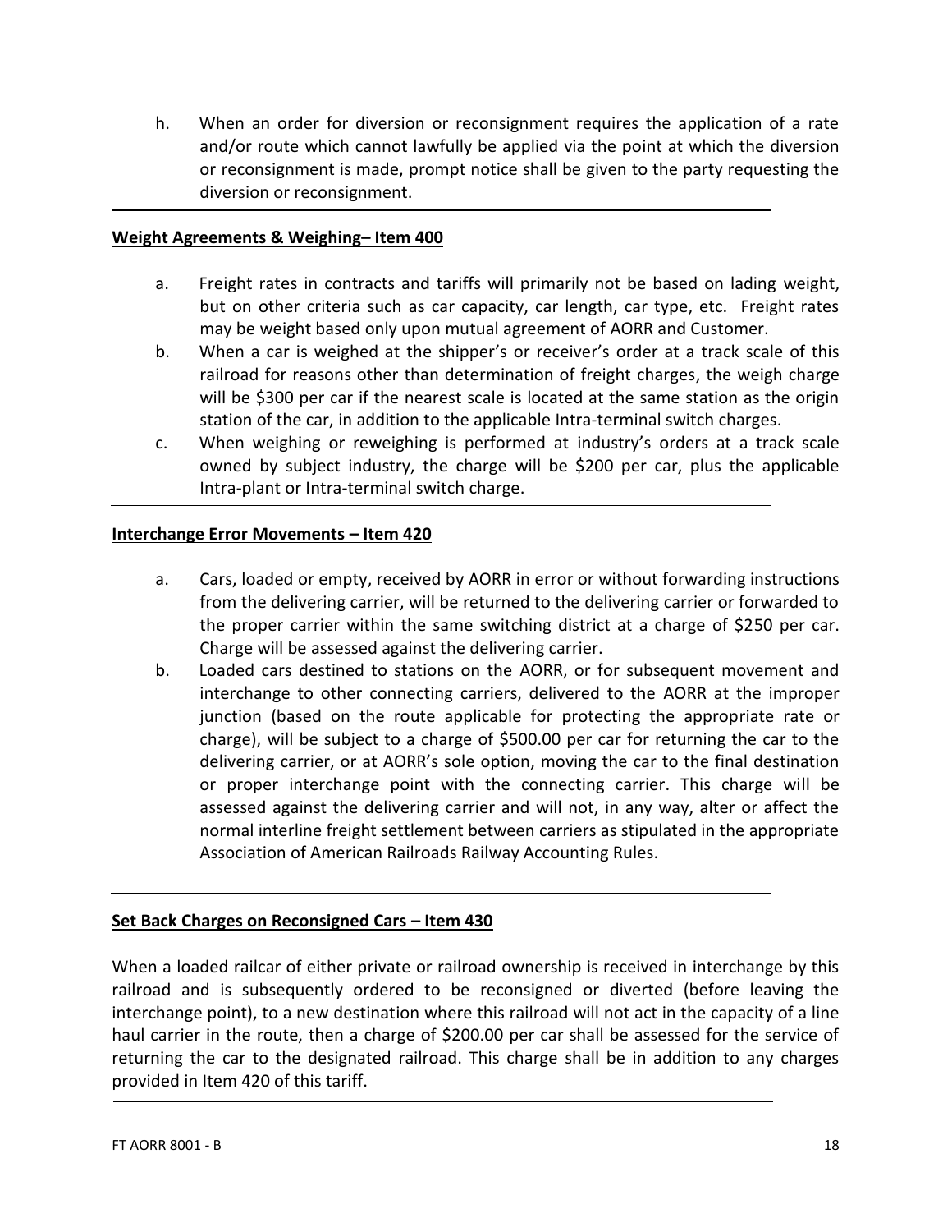h. When an order for diversion or reconsignment requires the application of a rate and/or route which cannot lawfully be applied via the point at which the diversion or reconsignment is made, prompt notice shall be given to the party requesting the diversion or reconsignment.

---

**Weight Agreements & Weighing– Item 400**

a. Freight rates in contracts and tariffs will primarily not be based on lading weight, but on other criteria such as car capacity, car length, car type, etc. Freight rates may be weight based only upon mutual agreement of AORR and Customer.

b. When a car is weighed at the shipper's or receiver's order at a track scale of this railroad for reasons other than determination of freight charges, the weigh charge will be $300 per car if the nearest scale is located at the same station as the origin station of the car, in addition to the applicable Intra-terminal switch charges.

c. When weighing or reweighing is performed at industry's orders at a track scale owned by subject industry, the charge will be $200 per car, plus the applicable Intra-plant or Intra-terminal switch charge.

---

**Interchange Error Movements – Item 420**

a. Cars, loaded or empty, received by AORR in error or without forwarding instructions from the delivering carrier, will be returned to the delivering carrier or forwarded to the proper carrier within the same switching district at a charge of $250 per car. Charge will be assessed against the delivering carrier.

b. Loaded cars destined to stations on the AORR, or for subsequent movement and interchange to other connecting carriers, delivered to the AORR at the improper junction (based on the route applicable for protecting the appropriate rate or charge), will be subject to a charge of $500.00 per car for returning the car to the delivering carrier, or at AORR's sole option, moving the car to the final destination or proper interchange point with the connecting carrier. This charge will be assessed against the delivering carrier and will not, in any way, alter or affect the normal interline freight settlement between carriers as stipulated in the appropriate Association of American Railroads Railway Accounting Rules.

---

**Set Back Charges on Reconsigned Cars – Item 430**

When a loaded railcar of either private or railroad ownership is received in interchange by this railroad and is subsequently ordered to be reconsigned or diverted (before leaving the interchange point), to a new destination where this railroad will not act in the capacity of a line haul carrier in the route, then a charge of $200.00 per car shall be assessed for the service of returning the car to the designated railroad. This charge shall be in addition to any charges provided in Item 420 of this tariff.

---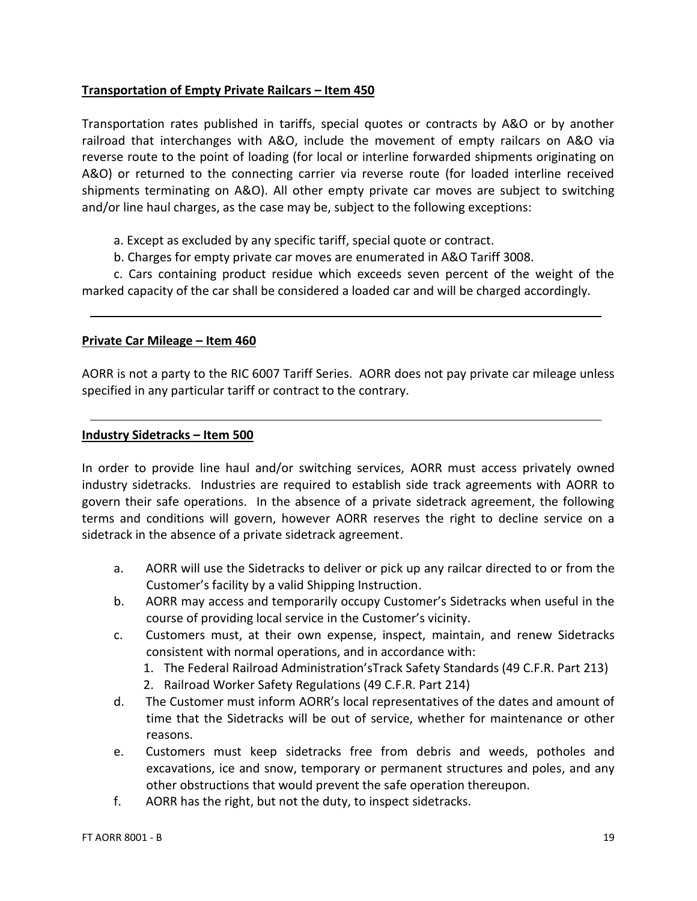**Transportation of Empty Private Railcars – Item 450**

Transportation rates published in tariffs, special quotes or contracts by A&O or by another railroad that interchanges with A&O, include the movement of empty railcars on A&O via reverse route to the point of loading (for local or interline forwarded shipments originating on A&O) or returned to the connecting carrier via reverse route (for loaded interline received shipments terminating on A&O). All other empty private car moves are subject to switching and/or line haul charges, as the case may be, subject to the following exceptions:

a. Except as excluded by any specific tariff, special quote or contract.

b. Charges for empty private car moves are enumerated in A&O Tariff 3008.

c. Cars containing product residue which exceeds seven percent of the weight of the marked capacity of the car shall be considered a loaded car and will be charged accordingly.

---

**Private Car Mileage – Item 460**

AORR is not a party to the RIC 6007 Tariff Series. AORR does not pay private car mileage unless specified in any particular tariff or contract to the contrary.

---

**Industry Sidetracks – Item 500**

In order to provide line haul and/or switching services, AORR must access privately owned industry sidetracks. Industries are required to establish side track agreements with AORR to govern their safe operations. In the absence of a private sidetrack agreement, the following terms and conditions will govern, however AORR reserves the right to decline service on a sidetrack in the absence of a private sidetrack agreement.

a. AORR will use the Sidetracks to deliver or pick up any railcar directed to or from the Customer's facility by a valid Shipping Instruction.

b. AORR may access and temporarily occupy Customer's Sidetracks when useful in the course of providing local service in the Customer's vicinity.

c. Customers must, at their own expense, inspect, maintain, and renew Sidetracks consistent with normal operations, and in accordance with:
   1. The Federal Railroad Administration'sTrack Safety Standards (49 C.F.R. Part 213)
   2. Railroad Worker Safety Regulations (49 C.F.R. Part 214)

d. The Customer must inform AORR's local representatives of the dates and amount of time that the Sidetracks will be out of service, whether for maintenance or other reasons.

e. Customers must keep sidetracks free from debris and weeds, potholes and excavations, ice and snow, temporary or permanent structures and poles, and any other obstructions that would prevent the safe operation thereupon.

f. AORR has the right, but not the duty, to inspect sidetracks.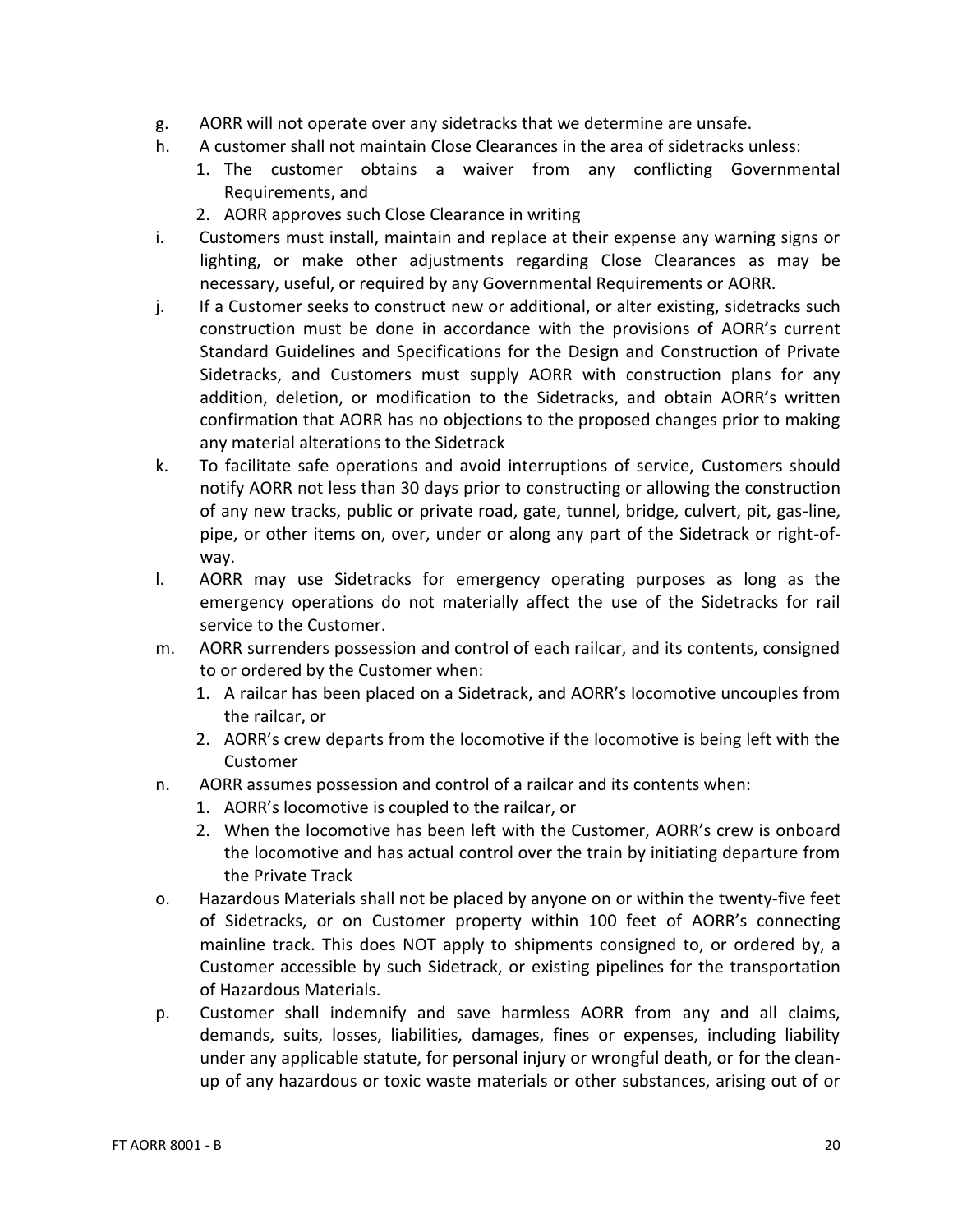g. AORR will not operate over any sidetracks that we determine are unsafe.

h. A customer shall not maintain Close Clearances in the area of sidetracks unless:
   1. The customer obtains a waiver from any conflicting Governmental Requirements, and
   2. AORR approves such Close Clearance in writing

i. Customers must install, maintain and replace at their expense any warning signs or lighting, or make other adjustments regarding Close Clearances as may be necessary, useful, or required by any Governmental Requirements or AORR.

j. If a Customer seeks to construct new or additional, or alter existing, sidetracks such construction must be done in accordance with the provisions of AORR's current Standard Guidelines and Specifications for the Design and Construction of Private Sidetracks, and Customers must supply AORR with construction plans for any addition, deletion, or modification to the Sidetracks, and obtain AORR's written confirmation that AORR has no objections to the proposed changes prior to making any material alterations to the Sidetrack

k. To facilitate safe operations and avoid interruptions of service, Customers should notify AORR not less than 30 days prior to constructing or allowing the construction of any new tracks, public or private road, gate, tunnel, bridge, culvert, pit, gas-line, pipe, or other items on, over, under or along any part of the Sidetrack or right-of-way.

l. AORR may use Sidetracks for emergency operating purposes as long as the emergency operations do not materially affect the use of the Sidetracks for rail service to the Customer.

m. AORR surrenders possession and control of each railcar, and its contents, consigned to or ordered by the Customer when:
   1. A railcar has been placed on a Sidetrack, and AORR's locomotive uncouples from the railcar, or
   2. AORR's crew departs from the locomotive if the locomotive is being left with the Customer

n. AORR assumes possession and control of a railcar and its contents when:
   1. AORR's locomotive is coupled to the railcar, or
   2. When the locomotive has been left with the Customer, AORR's crew is onboard the locomotive and has actual control over the train by initiating departure from the Private Track

o. Hazardous Materials shall not be placed by anyone on or within the twenty-five feet of Sidetracks, or on Customer property within 100 feet of AORR's connecting mainline track. This does NOT apply to shipments consigned to, or ordered by, a Customer accessible by such Sidetrack, or existing pipelines for the transportation of Hazardous Materials.

p. Customer shall indemnify and save harmless AORR from any and all claims, demands, suits, losses, liabilities, damages, fines or expenses, including liability under any applicable statute, for personal injury or wrongful death, or for the clean-up of any hazardous or toxic waste materials or other substances, arising out of or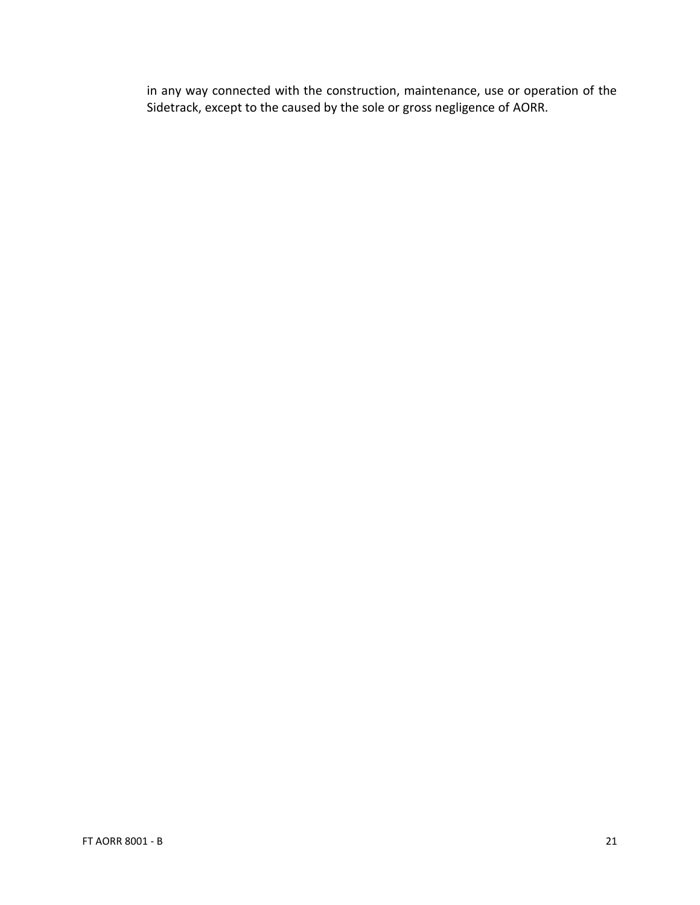in any way connected with the construction, maintenance, use or operation of the Sidetrack, except to the caused by the sole or gross negligence of AORR.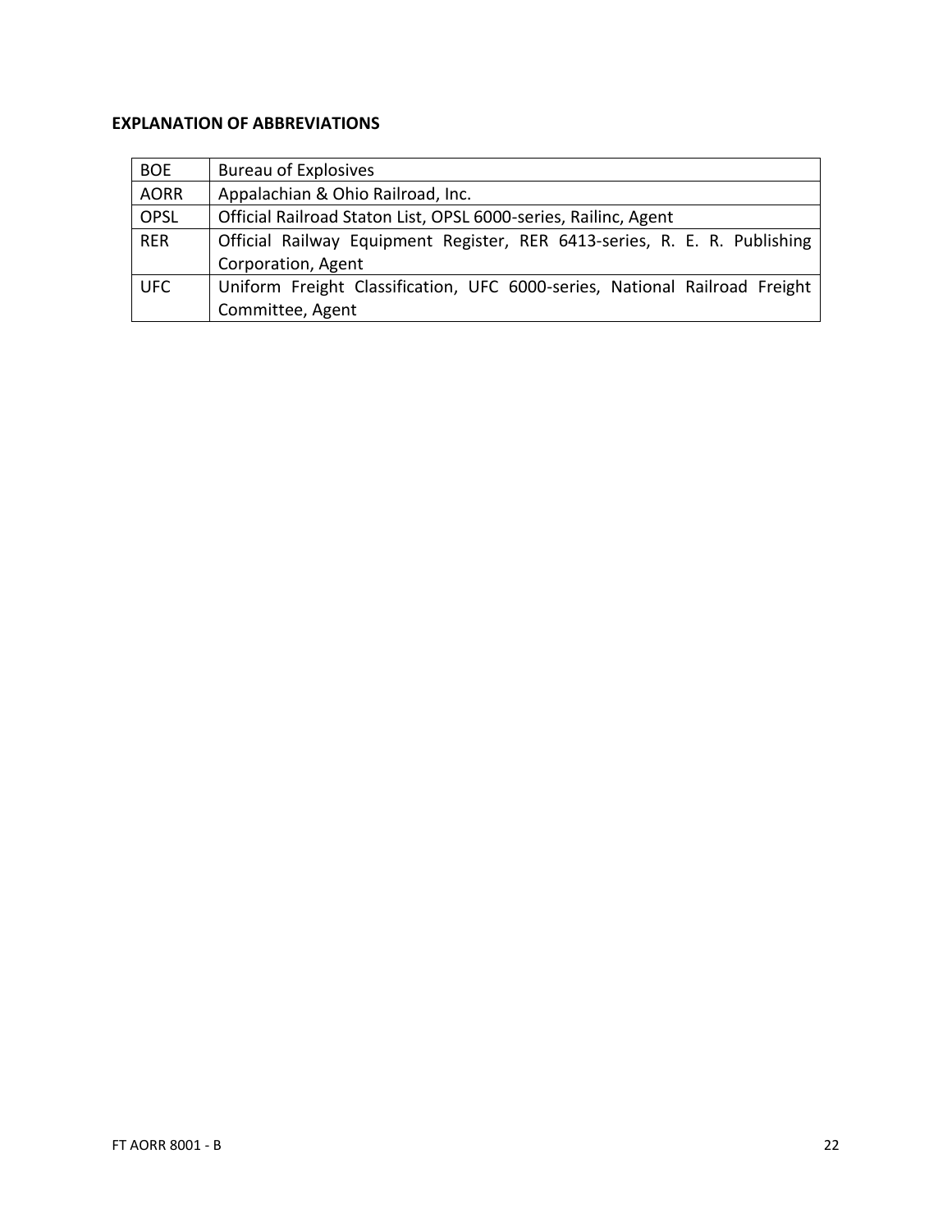**EXPLANATION OF ABBREVIATIONS**

| | |
|---|---|
| BOE | Bureau of Explosives |
| AORR | Appalachian & Ohio Railroad, Inc. |
| OPSL | Official Railroad Staton List, OPSL 6000-series, Railinc, Agent |
| RER | Official Railway Equipment Register, RER 6413-series, R. E. R. Publishing Corporation, Agent |
| UFC | Uniform Freight Classification, UFC 6000-series, National Railroad Freight Committee, Agent |